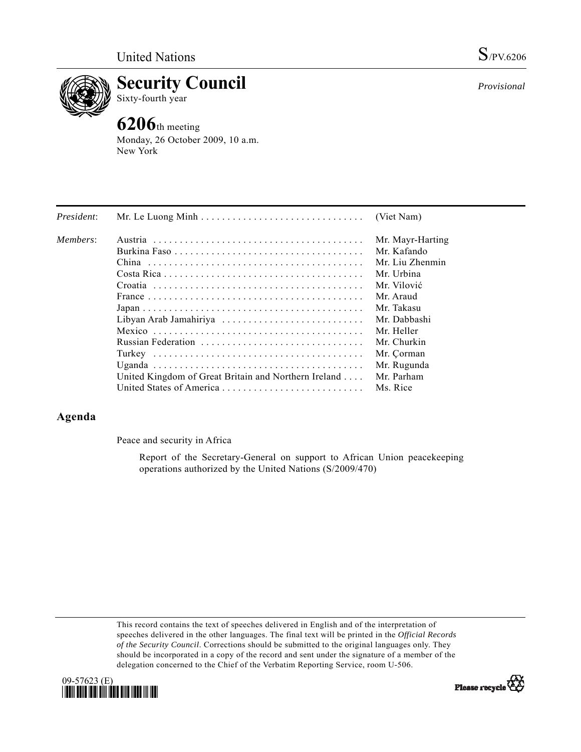United Nations S/PV.6206

# Security Council

Sixty-fourth year

*Provisional*

## 6206th meeting

Monday, 26 October 2009, 10 a.m.
New York

| | | |
|---|---|---|
| *President*: | Mr. Le Luong Minh | (Viet Nam) |
| *Members*: | Austria | Mr. Mayr-Harting |
| | Burkina Faso | Mr. Kafando |
| | China | Mr. Liu Zhenmin |
| | Costa Rica | Mr. Urbina |
| | Croatia | Mr. Vilović |
| | France | Mr. Araud |
| | Japan | Mr. Takasu |
| | Libyan Arab Jamahiriya | Mr. Dabbashi |
| | Mexico | Mr. Heller |
| | Russian Federation | Mr. Churkin |
| | Turkey | Mr. Çorman |
| | Uganda | Mr. Rugunda |
| | United Kingdom of Great Britain and Northern Ireland | Mr. Parham |
| | United States of America | Ms. Rice |

## Agenda

Peace and security in Africa

Report of the Secretary-General on support to African Union peacekeeping operations authorized by the United Nations (S/2009/470)

This record contains the text of speeches delivered in English and of the interpretation of speeches delivered in the other languages. The final text will be printed in the *Official Records of the Security Council*. Corrections should be submitted to the original languages only. They should be incorporated in a copy of the record and sent under the signature of a member of the delegation concerned to the Chief of the Verbatim Reporting Service, room U-506.

09-57623 (E)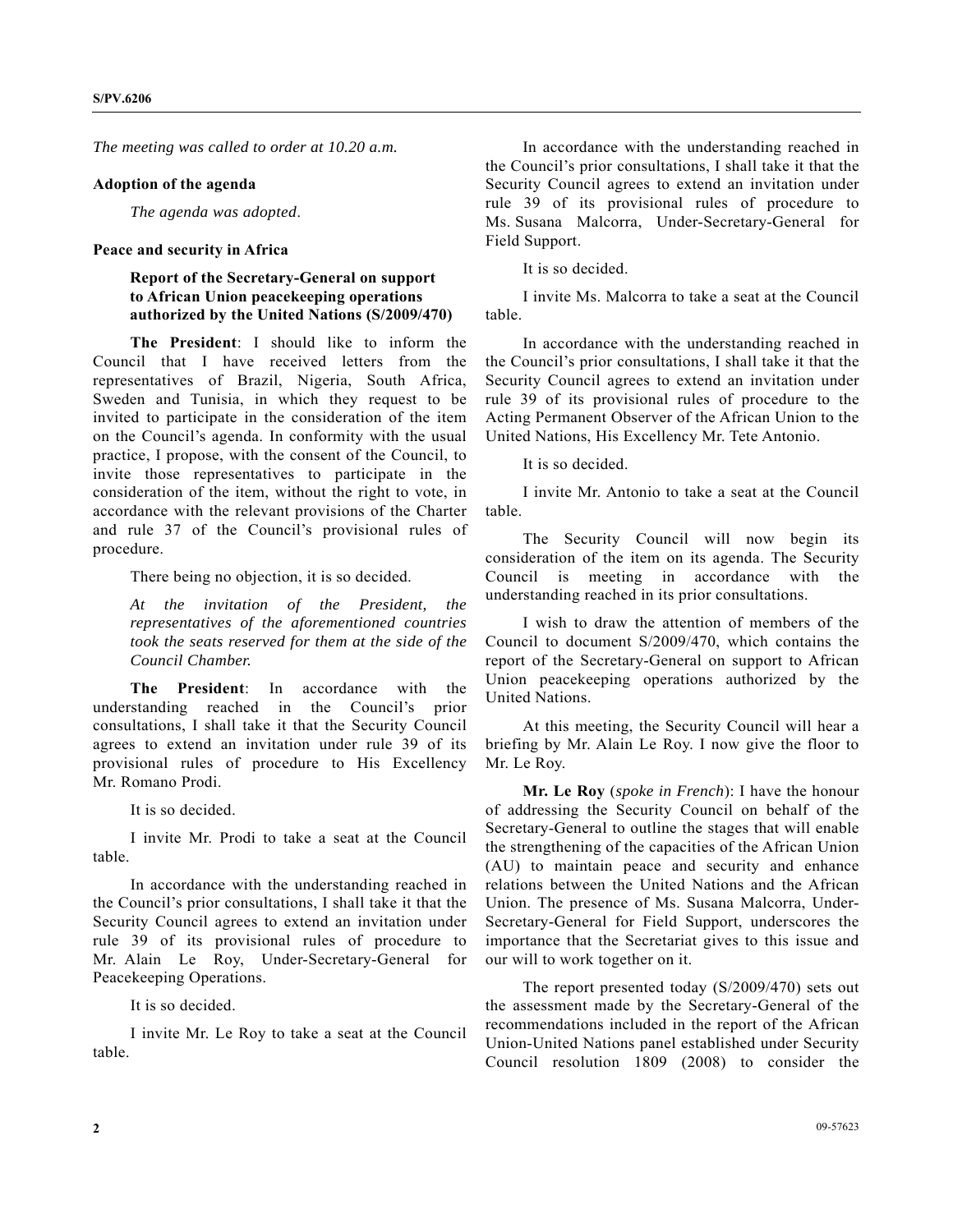*The meeting was called to order at 10.20 a.m.*

**Adoption of the agenda**

*The agenda was adopted*.

**Peace and security in Africa**

**Report of the Secretary-General on support to African Union peacekeeping operations authorized by the United Nations (S/2009/470)**

**The President**: I should like to inform the Council that I have received letters from the representatives of Brazil, Nigeria, South Africa, Sweden and Tunisia, in which they request to be invited to participate in the consideration of the item on the Council's agenda. In conformity with the usual practice, I propose, with the consent of the Council, to invite those representatives to participate in the consideration of the item, without the right to vote, in accordance with the relevant provisions of the Charter and rule 37 of the Council's provisional rules of procedure.

There being no objection, it is so decided.

*At the invitation of the President, the representatives of the aforementioned countries took the seats reserved for them at the side of the Council Chamber.*

**The President**: In accordance with the understanding reached in the Council's prior consultations, I shall take it that the Security Council agrees to extend an invitation under rule 39 of its provisional rules of procedure to His Excellency Mr. Romano Prodi.

It is so decided.

I invite Mr. Prodi to take a seat at the Council table.

In accordance with the understanding reached in the Council's prior consultations, I shall take it that the Security Council agrees to extend an invitation under rule 39 of its provisional rules of procedure to Mr. Alain Le Roy, Under-Secretary-General for Peacekeeping Operations.

It is so decided.

I invite Mr. Le Roy to take a seat at the Council table.

In accordance with the understanding reached in the Council's prior consultations, I shall take it that the Security Council agrees to extend an invitation under rule 39 of its provisional rules of procedure to Ms. Susana Malcorra, Under-Secretary-General for Field Support.

It is so decided.

I invite Ms. Malcorra to take a seat at the Council table.

In accordance with the understanding reached in the Council's prior consultations, I shall take it that the Security Council agrees to extend an invitation under rule 39 of its provisional rules of procedure to the Acting Permanent Observer of the African Union to the United Nations, His Excellency Mr. Tete Antonio.

It is so decided.

I invite Mr. Antonio to take a seat at the Council table.

The Security Council will now begin its consideration of the item on its agenda. The Security Council is meeting in accordance with the understanding reached in its prior consultations.

I wish to draw the attention of members of the Council to document S/2009/470, which contains the report of the Secretary-General on support to African Union peacekeeping operations authorized by the United Nations.

At this meeting, the Security Council will hear a briefing by Mr. Alain Le Roy. I now give the floor to Mr. Le Roy.

**Mr. Le Roy** (*spoke in French*): I have the honour of addressing the Security Council on behalf of the Secretary-General to outline the stages that will enable the strengthening of the capacities of the African Union (AU) to maintain peace and security and enhance relations between the United Nations and the African Union. The presence of Ms. Susana Malcorra, Under-Secretary-General for Field Support, underscores the importance that the Secretariat gives to this issue and our will to work together on it.

The report presented today (S/2009/470) sets out the assessment made by the Secretary-General of the recommendations included in the report of the African Union-United Nations panel established under Security Council resolution 1809 (2008) to consider the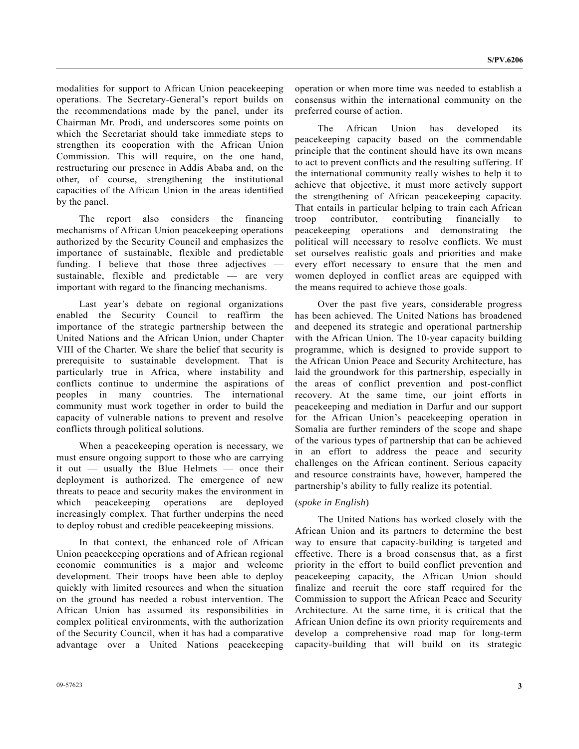modalities for support to African Union peacekeeping operations. The Secretary-General's report builds on the recommendations made by the panel, under its Chairman Mr. Prodi, and underscores some points on which the Secretariat should take immediate steps to strengthen its cooperation with the African Union Commission. This will require, on the one hand, restructuring our presence in Addis Ababa and, on the other, of course, strengthening the institutional capacities of the African Union in the areas identified by the panel.

The report also considers the financing mechanisms of African Union peacekeeping operations authorized by the Security Council and emphasizes the importance of sustainable, flexible and predictable funding. I believe that those three adjectives — sustainable, flexible and predictable — are very important with regard to the financing mechanisms.

Last year's debate on regional organizations enabled the Security Council to reaffirm the importance of the strategic partnership between the United Nations and the African Union, under Chapter VIII of the Charter. We share the belief that security is prerequisite to sustainable development. That is particularly true in Africa, where instability and conflicts continue to undermine the aspirations of peoples in many countries. The international community must work together in order to build the capacity of vulnerable nations to prevent and resolve conflicts through political solutions.

When a peacekeeping operation is necessary, we must ensure ongoing support to those who are carrying it out — usually the Blue Helmets — once their deployment is authorized. The emergence of new threats to peace and security makes the environment in which peacekeeping operations are deployed increasingly complex. That further underpins the need to deploy robust and credible peacekeeping missions.

In that context, the enhanced role of African Union peacekeeping operations and of African regional economic communities is a major and welcome development. Their troops have been able to deploy quickly with limited resources and when the situation on the ground has needed a robust intervention. The African Union has assumed its responsibilities in complex political environments, with the authorization of the Security Council, when it has had a comparative advantage over a United Nations peacekeeping operation or when more time was needed to establish a consensus within the international community on the preferred course of action.

The African Union has developed its peacekeeping capacity based on the commendable principle that the continent should have its own means to act to prevent conflicts and the resulting suffering. If the international community really wishes to help it to achieve that objective, it must more actively support the strengthening of African peacekeeping capacity. That entails in particular helping to train each African troop contributor, contributing financially to peacekeeping operations and demonstrating the political will necessary to resolve conflicts. We must set ourselves realistic goals and priorities and make every effort necessary to ensure that the men and women deployed in conflict areas are equipped with the means required to achieve those goals.

Over the past five years, considerable progress has been achieved. The United Nations has broadened and deepened its strategic and operational partnership with the African Union. The 10-year capacity building programme, which is designed to provide support to the African Union Peace and Security Architecture, has laid the groundwork for this partnership, especially in the areas of conflict prevention and post-conflict recovery. At the same time, our joint efforts in peacekeeping and mediation in Darfur and our support for the African Union's peacekeeping operation in Somalia are further reminders of the scope and shape of the various types of partnership that can be achieved in an effort to address the peace and security challenges on the African continent. Serious capacity and resource constraints have, however, hampered the partnership's ability to fully realize its potential.

(*spoke in English*)

The United Nations has worked closely with the African Union and its partners to determine the best way to ensure that capacity-building is targeted and effective. There is a broad consensus that, as a first priority in the effort to build conflict prevention and peacekeeping capacity, the African Union should finalize and recruit the core staff required for the Commission to support the African Peace and Security Architecture. At the same time, it is critical that the African Union define its own priority requirements and develop a comprehensive road map for long-term capacity-building that will build on its strategic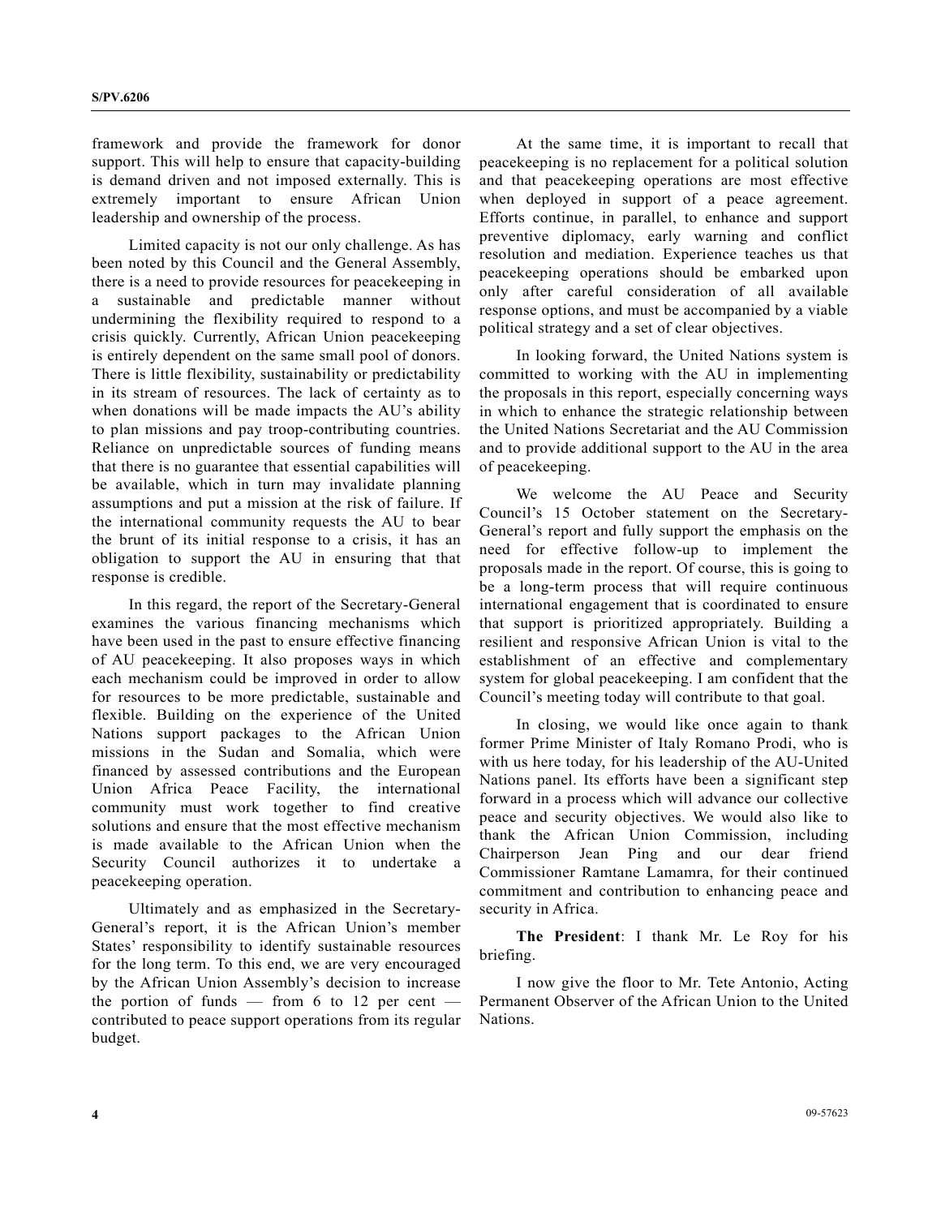framework and provide the framework for donor support. This will help to ensure that capacity-building is demand driven and not imposed externally. This is extremely important to ensure African Union leadership and ownership of the process.

Limited capacity is not our only challenge. As has been noted by this Council and the General Assembly, there is a need to provide resources for peacekeeping in a sustainable and predictable manner without undermining the flexibility required to respond to a crisis quickly. Currently, African Union peacekeeping is entirely dependent on the same small pool of donors. There is little flexibility, sustainability or predictability in its stream of resources. The lack of certainty as to when donations will be made impacts the AU's ability to plan missions and pay troop-contributing countries. Reliance on unpredictable sources of funding means that there is no guarantee that essential capabilities will be available, which in turn may invalidate planning assumptions and put a mission at the risk of failure. If the international community requests the AU to bear the brunt of its initial response to a crisis, it has an obligation to support the AU in ensuring that that response is credible.

In this regard, the report of the Secretary-General examines the various financing mechanisms which have been used in the past to ensure effective financing of AU peacekeeping. It also proposes ways in which each mechanism could be improved in order to allow for resources to be more predictable, sustainable and flexible. Building on the experience of the United Nations support packages to the African Union missions in the Sudan and Somalia, which were financed by assessed contributions and the European Union Africa Peace Facility, the international community must work together to find creative solutions and ensure that the most effective mechanism is made available to the African Union when the Security Council authorizes it to undertake a peacekeeping operation.

Ultimately and as emphasized in the Secretary-General's report, it is the African Union's member States' responsibility to identify sustainable resources for the long term. To this end, we are very encouraged by the African Union Assembly's decision to increase the portion of funds — from 6 to 12 per cent — contributed to peace support operations from its regular budget.

At the same time, it is important to recall that peacekeeping is no replacement for a political solution and that peacekeeping operations are most effective when deployed in support of a peace agreement. Efforts continue, in parallel, to enhance and support preventive diplomacy, early warning and conflict resolution and mediation. Experience teaches us that peacekeeping operations should be embarked upon only after careful consideration of all available response options, and must be accompanied by a viable political strategy and a set of clear objectives.

In looking forward, the United Nations system is committed to working with the AU in implementing the proposals in this report, especially concerning ways in which to enhance the strategic relationship between the United Nations Secretariat and the AU Commission and to provide additional support to the AU in the area of peacekeeping.

We welcome the AU Peace and Security Council's 15 October statement on the Secretary-General's report and fully support the emphasis on the need for effective follow-up to implement the proposals made in the report. Of course, this is going to be a long-term process that will require continuous international engagement that is coordinated to ensure that support is prioritized appropriately. Building a resilient and responsive African Union is vital to the establishment of an effective and complementary system for global peacekeeping. I am confident that the Council's meeting today will contribute to that goal.

In closing, we would like once again to thank former Prime Minister of Italy Romano Prodi, who is with us here today, for his leadership of the AU-United Nations panel. Its efforts have been a significant step forward in a process which will advance our collective peace and security objectives. We would also like to thank the African Union Commission, including Chairperson Jean Ping and our dear friend Commissioner Ramtane Lamamra, for their continued commitment and contribution to enhancing peace and security in Africa.

**The President**: I thank Mr. Le Roy for his briefing.

I now give the floor to Mr. Tete Antonio, Acting Permanent Observer of the African Union to the United Nations.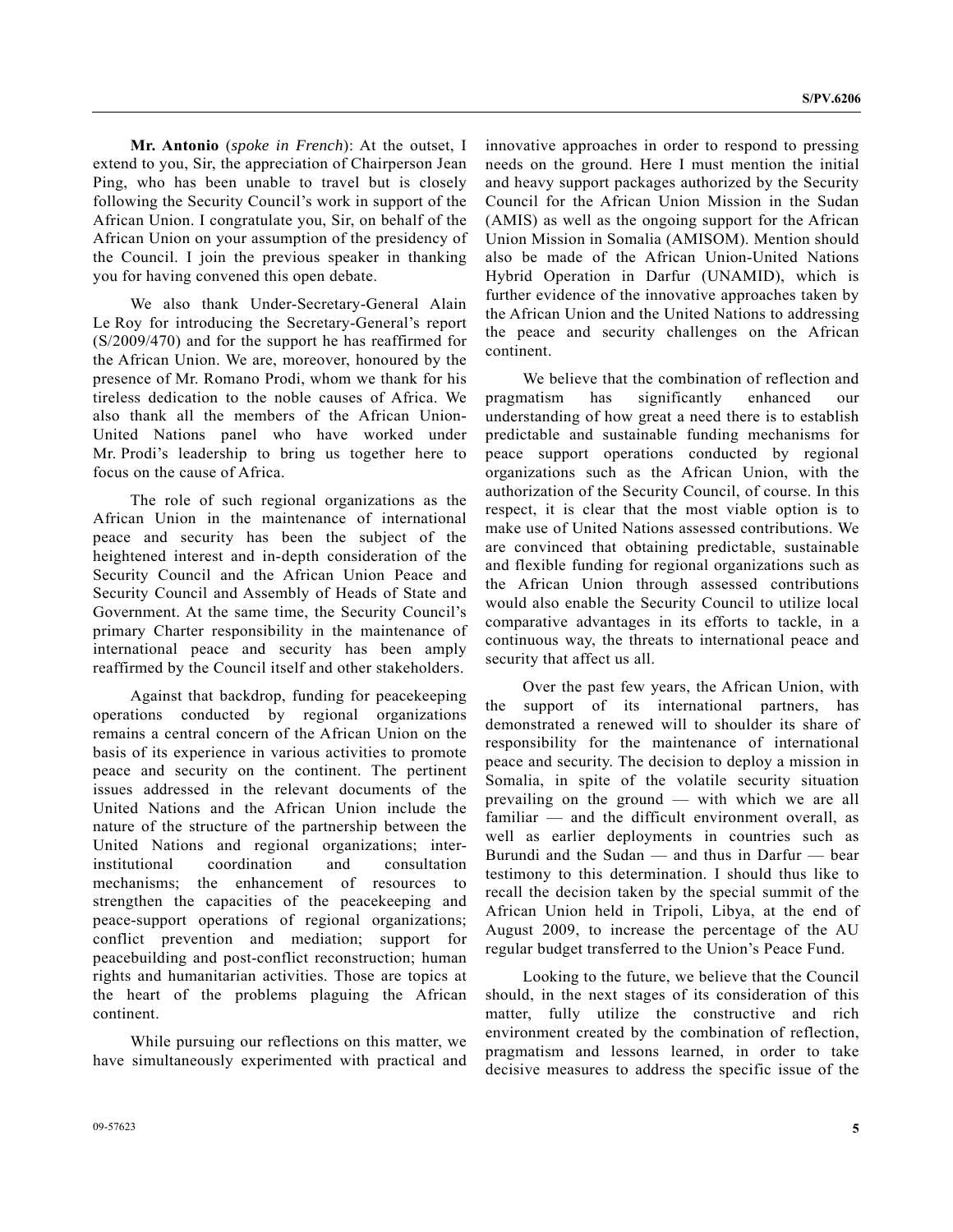**Mr. Antonio** (*spoke in French*): At the outset, I extend to you, Sir, the appreciation of Chairperson Jean Ping, who has been unable to travel but is closely following the Security Council's work in support of the African Union. I congratulate you, Sir, on behalf of the African Union on your assumption of the presidency of the Council. I join the previous speaker in thanking you for having convened this open debate.

We also thank Under-Secretary-General Alain Le Roy for introducing the Secretary-General's report (S/2009/470) and for the support he has reaffirmed for the African Union. We are, moreover, honoured by the presence of Mr. Romano Prodi, whom we thank for his tireless dedication to the noble causes of Africa. We also thank all the members of the African Union-United Nations panel who have worked under Mr. Prodi's leadership to bring us together here to focus on the cause of Africa.

The role of such regional organizations as the African Union in the maintenance of international peace and security has been the subject of the heightened interest and in-depth consideration of the Security Council and the African Union Peace and Security Council and Assembly of Heads of State and Government. At the same time, the Security Council's primary Charter responsibility in the maintenance of international peace and security has been amply reaffirmed by the Council itself and other stakeholders.

Against that backdrop, funding for peacekeeping operations conducted by regional organizations remains a central concern of the African Union on the basis of its experience in various activities to promote peace and security on the continent. The pertinent issues addressed in the relevant documents of the United Nations and the African Union include the nature of the structure of the partnership between the United Nations and regional organizations; inter-institutional coordination and consultation mechanisms; the enhancement of resources to strengthen the capacities of the peacekeeping and peace-support operations of regional organizations; conflict prevention and mediation; support for peacebuilding and post-conflict reconstruction; human rights and humanitarian activities. Those are topics at the heart of the problems plaguing the African continent.

While pursuing our reflections on this matter, we have simultaneously experimented with practical and innovative approaches in order to respond to pressing needs on the ground. Here I must mention the initial and heavy support packages authorized by the Security Council for the African Union Mission in the Sudan (AMIS) as well as the ongoing support for the African Union Mission in Somalia (AMISOM). Mention should also be made of the African Union-United Nations Hybrid Operation in Darfur (UNAMID), which is further evidence of the innovative approaches taken by the African Union and the United Nations to addressing the peace and security challenges on the African continent.

We believe that the combination of reflection and pragmatism has significantly enhanced our understanding of how great a need there is to establish predictable and sustainable funding mechanisms for peace support operations conducted by regional organizations such as the African Union, with the authorization of the Security Council, of course. In this respect, it is clear that the most viable option is to make use of United Nations assessed contributions. We are convinced that obtaining predictable, sustainable and flexible funding for regional organizations such as the African Union through assessed contributions would also enable the Security Council to utilize local comparative advantages in its efforts to tackle, in a continuous way, the threats to international peace and security that affect us all.

Over the past few years, the African Union, with the support of its international partners, has demonstrated a renewed will to shoulder its share of responsibility for the maintenance of international peace and security. The decision to deploy a mission in Somalia, in spite of the volatile security situation prevailing on the ground — with which we are all familiar — and the difficult environment overall, as well as earlier deployments in countries such as Burundi and the Sudan — and thus in Darfur — bear testimony to this determination. I should thus like to recall the decision taken by the special summit of the African Union held in Tripoli, Libya, at the end of August 2009, to increase the percentage of the AU regular budget transferred to the Union's Peace Fund.

Looking to the future, we believe that the Council should, in the next stages of its consideration of this matter, fully utilize the constructive and rich environment created by the combination of reflection, pragmatism and lessons learned, in order to take decisive measures to address the specific issue of the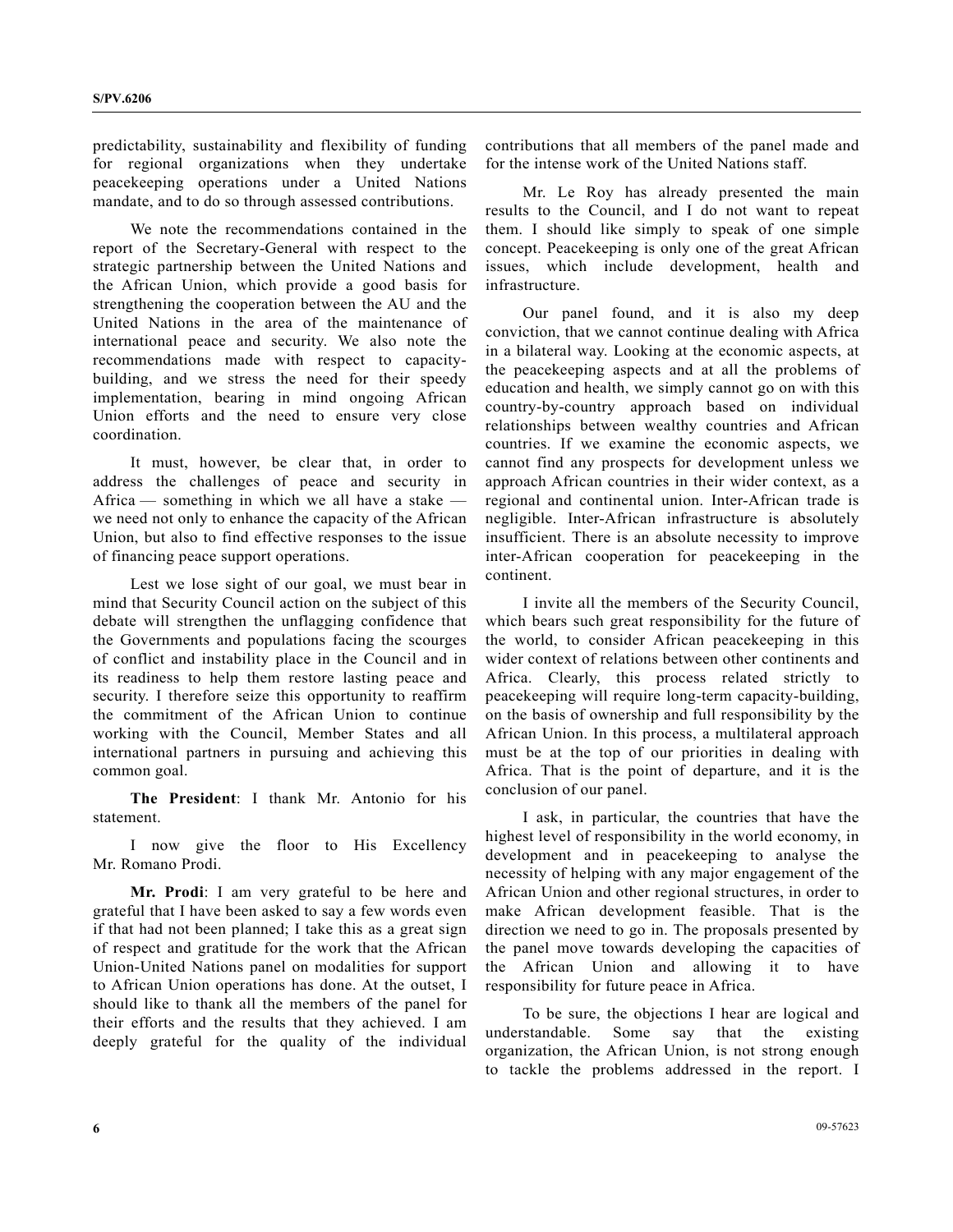predictability, sustainability and flexibility of funding for regional organizations when they undertake peacekeeping operations under a United Nations mandate, and to do so through assessed contributions.

We note the recommendations contained in the report of the Secretary-General with respect to the strategic partnership between the United Nations and the African Union, which provide a good basis for strengthening the cooperation between the AU and the United Nations in the area of the maintenance of international peace and security. We also note the recommendations made with respect to capacity-building, and we stress the need for their speedy implementation, bearing in mind ongoing African Union efforts and the need to ensure very close coordination.

It must, however, be clear that, in order to address the challenges of peace and security in Africa — something in which we all have a stake — we need not only to enhance the capacity of the African Union, but also to find effective responses to the issue of financing peace support operations.

Lest we lose sight of our goal, we must bear in mind that Security Council action on the subject of this debate will strengthen the unflagging confidence that the Governments and populations facing the scourges of conflict and instability place in the Council and in its readiness to help them restore lasting peace and security. I therefore seize this opportunity to reaffirm the commitment of the African Union to continue working with the Council, Member States and all international partners in pursuing and achieving this common goal.

**The President**: I thank Mr. Antonio for his statement.

I now give the floor to His Excellency Mr. Romano Prodi.

**Mr. Prodi**: I am very grateful to be here and grateful that I have been asked to say a few words even if that had not been planned; I take this as a great sign of respect and gratitude for the work that the African Union-United Nations panel on modalities for support to African Union operations has done. At the outset, I should like to thank all the members of the panel for their efforts and the results that they achieved. I am deeply grateful for the quality of the individual contributions that all members of the panel made and for the intense work of the United Nations staff.

Mr. Le Roy has already presented the main results to the Council, and I do not want to repeat them. I should like simply to speak of one simple concept. Peacekeeping is only one of the great African issues, which include development, health and infrastructure.

Our panel found, and it is also my deep conviction, that we cannot continue dealing with Africa in a bilateral way. Looking at the economic aspects, at the peacekeeping aspects and at all the problems of education and health, we simply cannot go on with this country-by-country approach based on individual relationships between wealthy countries and African countries. If we examine the economic aspects, we cannot find any prospects for development unless we approach African countries in their wider context, as a regional and continental union. Inter-African trade is negligible. Inter-African infrastructure is absolutely insufficient. There is an absolute necessity to improve inter-African cooperation for peacekeeping in the continent.

I invite all the members of the Security Council, which bears such great responsibility for the future of the world, to consider African peacekeeping in this wider context of relations between other continents and Africa. Clearly, this process related strictly to peacekeeping will require long-term capacity-building, on the basis of ownership and full responsibility by the African Union. In this process, a multilateral approach must be at the top of our priorities in dealing with Africa. That is the point of departure, and it is the conclusion of our panel.

I ask, in particular, the countries that have the highest level of responsibility in the world economy, in development and in peacekeeping to analyse the necessity of helping with any major engagement of the African Union and other regional structures, in order to make African development feasible. That is the direction we need to go in. The proposals presented by the panel move towards developing the capacities of the African Union and allowing it to have responsibility for future peace in Africa.

To be sure, the objections I hear are logical and understandable. Some say that the existing organization, the African Union, is not strong enough to tackle the problems addressed in the report. I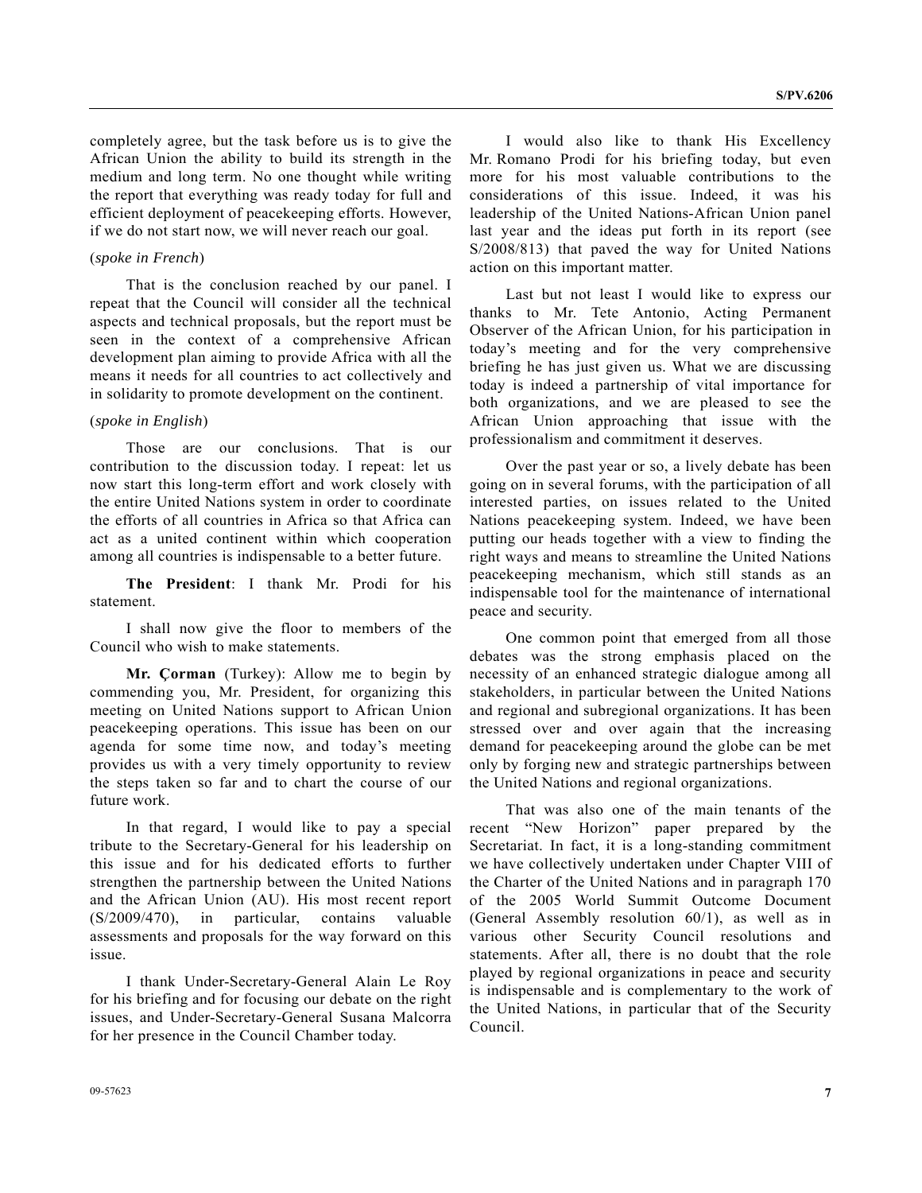completely agree, but the task before us is to give the African Union the ability to build its strength in the medium and long term. No one thought while writing the report that everything was ready today for full and efficient deployment of peacekeeping efforts. However, if we do not start now, we will never reach our goal.

(*spoke in French*)

That is the conclusion reached by our panel. I repeat that the Council will consider all the technical aspects and technical proposals, but the report must be seen in the context of a comprehensive African development plan aiming to provide Africa with all the means it needs for all countries to act collectively and in solidarity to promote development on the continent.

(*spoke in English*)

Those are our conclusions. That is our contribution to the discussion today. I repeat: let us now start this long-term effort and work closely with the entire United Nations system in order to coordinate the efforts of all countries in Africa so that Africa can act as a united continent within which cooperation among all countries is indispensable to a better future.

**The President**: I thank Mr. Prodi for his statement.

I shall now give the floor to members of the Council who wish to make statements.

**Mr. Çorman** (Turkey): Allow me to begin by commending you, Mr. President, for organizing this meeting on United Nations support to African Union peacekeeping operations. This issue has been on our agenda for some time now, and today's meeting provides us with a very timely opportunity to review the steps taken so far and to chart the course of our future work.

In that regard, I would like to pay a special tribute to the Secretary-General for his leadership on this issue and for his dedicated efforts to further strengthen the partnership between the United Nations and the African Union (AU). His most recent report (S/2009/470), in particular, contains valuable assessments and proposals for the way forward on this issue.

I thank Under-Secretary-General Alain Le Roy for his briefing and for focusing our debate on the right issues, and Under-Secretary-General Susana Malcorra for her presence in the Council Chamber today.

I would also like to thank His Excellency Mr. Romano Prodi for his briefing today, but even more for his most valuable contributions to the considerations of this issue. Indeed, it was his leadership of the United Nations-African Union panel last year and the ideas put forth in its report (see S/2008/813) that paved the way for United Nations action on this important matter.

Last but not least I would like to express our thanks to Mr. Tete Antonio, Acting Permanent Observer of the African Union, for his participation in today's meeting and for the very comprehensive briefing he has just given us. What we are discussing today is indeed a partnership of vital importance for both organizations, and we are pleased to see the African Union approaching that issue with the professionalism and commitment it deserves.

Over the past year or so, a lively debate has been going on in several forums, with the participation of all interested parties, on issues related to the United Nations peacekeeping system. Indeed, we have been putting our heads together with a view to finding the right ways and means to streamline the United Nations peacekeeping mechanism, which still stands as an indispensable tool for the maintenance of international peace and security.

One common point that emerged from all those debates was the strong emphasis placed on the necessity of an enhanced strategic dialogue among all stakeholders, in particular between the United Nations and regional and subregional organizations. It has been stressed over and over again that the increasing demand for peacekeeping around the globe can be met only by forging new and strategic partnerships between the United Nations and regional organizations.

That was also one of the main tenants of the recent "New Horizon" paper prepared by the Secretariat. In fact, it is a long-standing commitment we have collectively undertaken under Chapter VIII of the Charter of the United Nations and in paragraph 170 of the 2005 World Summit Outcome Document (General Assembly resolution 60/1), as well as in various other Security Council resolutions and statements. After all, there is no doubt that the role played by regional organizations in peace and security is indispensable and is complementary to the work of the United Nations, in particular that of the Security Council.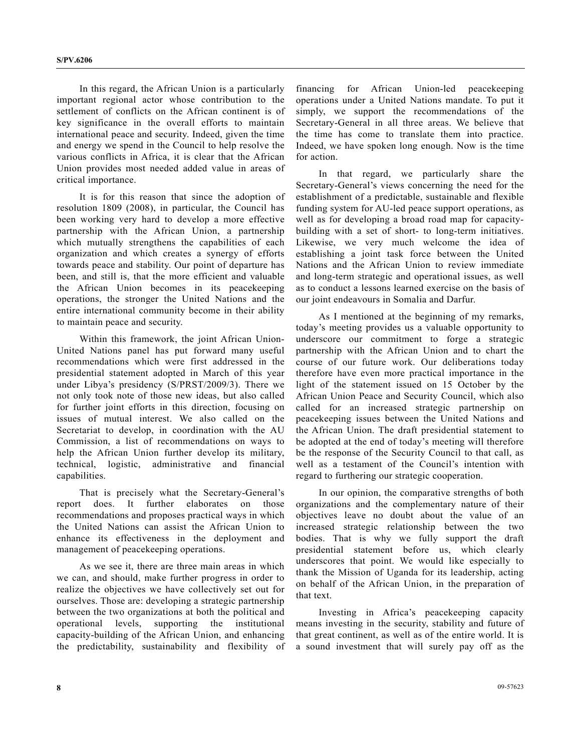In this regard, the African Union is a particularly important regional actor whose contribution to the settlement of conflicts on the African continent is of key significance in the overall efforts to maintain international peace and security. Indeed, given the time and energy we spend in the Council to help resolve the various conflicts in Africa, it is clear that the African Union provides most needed added value in areas of critical importance.

It is for this reason that since the adoption of resolution 1809 (2008), in particular, the Council has been working very hard to develop a more effective partnership with the African Union, a partnership which mutually strengthens the capabilities of each organization and which creates a synergy of efforts towards peace and stability. Our point of departure has been, and still is, that the more efficient and valuable the African Union becomes in its peacekeeping operations, the stronger the United Nations and the entire international community become in their ability to maintain peace and security.

Within this framework, the joint African Union-United Nations panel has put forward many useful recommendations which were first addressed in the presidential statement adopted in March of this year under Libya's presidency (S/PRST/2009/3). There we not only took note of those new ideas, but also called for further joint efforts in this direction, focusing on issues of mutual interest. We also called on the Secretariat to develop, in coordination with the AU Commission, a list of recommendations on ways to help the African Union further develop its military, technical, logistic, administrative and financial capabilities.

That is precisely what the Secretary-General's report does. It further elaborates on those recommendations and proposes practical ways in which the United Nations can assist the African Union to enhance its effectiveness in the deployment and management of peacekeeping operations.

As we see it, there are three main areas in which we can, and should, make further progress in order to realize the objectives we have collectively set out for ourselves. Those are: developing a strategic partnership between the two organizations at both the political and operational levels, supporting the institutional capacity-building of the African Union, and enhancing the predictability, sustainability and flexibility of financing for African Union-led peacekeeping operations under a United Nations mandate. To put it simply, we support the recommendations of the Secretary-General in all three areas. We believe that the time has come to translate them into practice. Indeed, we have spoken long enough. Now is the time for action.

In that regard, we particularly share the Secretary-General's views concerning the need for the establishment of a predictable, sustainable and flexible funding system for AU-led peace support operations, as well as for developing a broad road map for capacity-building with a set of short- to long-term initiatives. Likewise, we very much welcome the idea of establishing a joint task force between the United Nations and the African Union to review immediate and long-term strategic and operational issues, as well as to conduct a lessons learned exercise on the basis of our joint endeavours in Somalia and Darfur.

As I mentioned at the beginning of my remarks, today's meeting provides us a valuable opportunity to underscore our commitment to forge a strategic partnership with the African Union and to chart the course of our future work. Our deliberations today therefore have even more practical importance in the light of the statement issued on 15 October by the African Union Peace and Security Council, which also called for an increased strategic partnership on peacekeeping issues between the United Nations and the African Union. The draft presidential statement to be adopted at the end of today's meeting will therefore be the response of the Security Council to that call, as well as a testament of the Council's intention with regard to furthering our strategic cooperation.

In our opinion, the comparative strengths of both organizations and the complementary nature of their objectives leave no doubt about the value of an increased strategic relationship between the two bodies. That is why we fully support the draft presidential statement before us, which clearly underscores that point. We would like especially to thank the Mission of Uganda for its leadership, acting on behalf of the African Union, in the preparation of that text.

Investing in Africa's peacekeeping capacity means investing in the security, stability and future of that great continent, as well as of the entire world. It is a sound investment that will surely pay off as the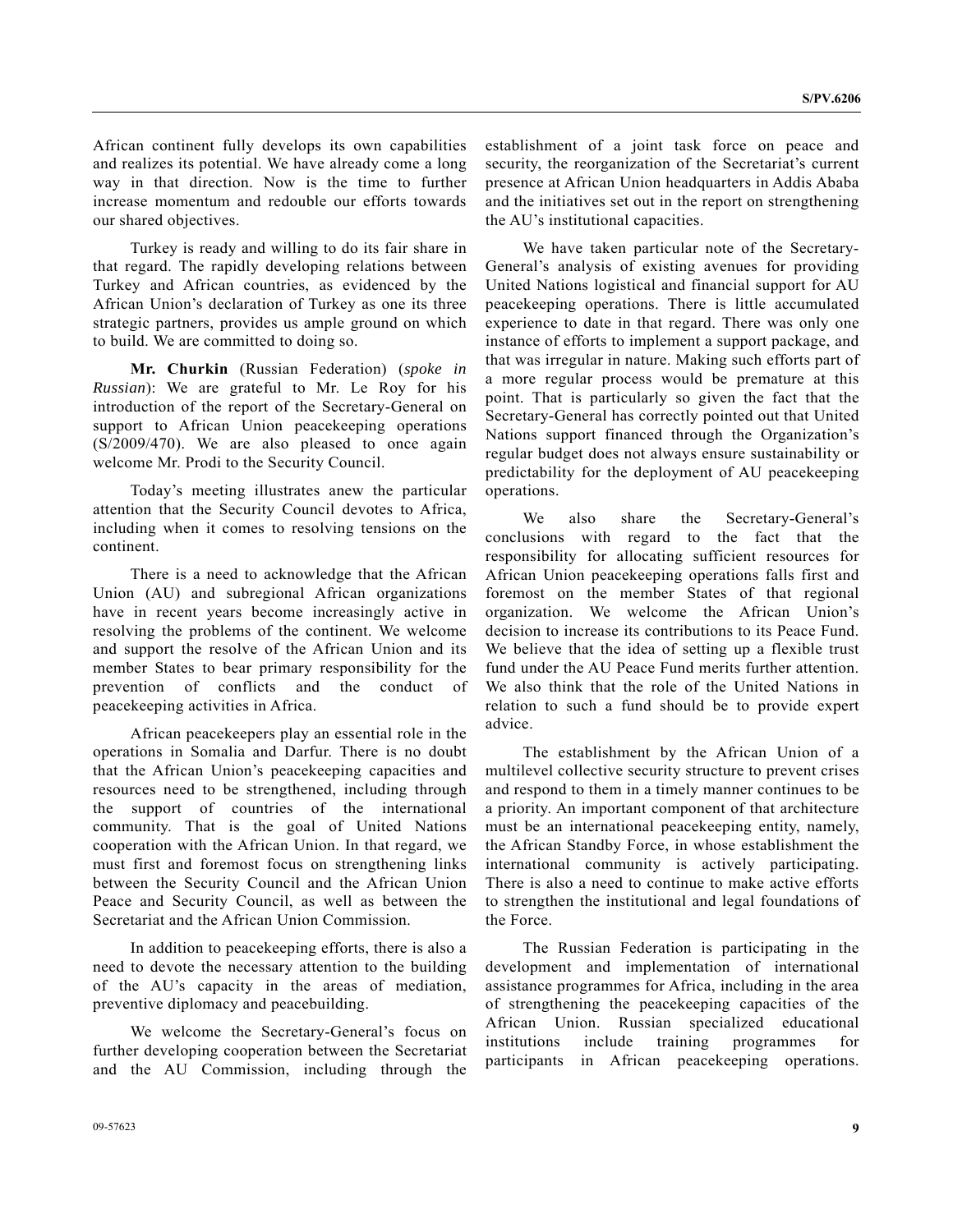African continent fully develops its own capabilities and realizes its potential. We have already come a long way in that direction. Now is the time to further increase momentum and redouble our efforts towards our shared objectives.

Turkey is ready and willing to do its fair share in that regard. The rapidly developing relations between Turkey and African countries, as evidenced by the African Union's declaration of Turkey as one its three strategic partners, provides us ample ground on which to build. We are committed to doing so.

**Mr. Churkin** (Russian Federation) (*spoke in Russian*): We are grateful to Mr. Le Roy for his introduction of the report of the Secretary-General on support to African Union peacekeeping operations (S/2009/470). We are also pleased to once again welcome Mr. Prodi to the Security Council.

Today's meeting illustrates anew the particular attention that the Security Council devotes to Africa, including when it comes to resolving tensions on the continent.

There is a need to acknowledge that the African Union (AU) and subregional African organizations have in recent years become increasingly active in resolving the problems of the continent. We welcome and support the resolve of the African Union and its member States to bear primary responsibility for the prevention of conflicts and the conduct of peacekeeping activities in Africa.

African peacekeepers play an essential role in the operations in Somalia and Darfur. There is no doubt that the African Union's peacekeeping capacities and resources need to be strengthened, including through the support of countries of the international community. That is the goal of United Nations cooperation with the African Union. In that regard, we must first and foremost focus on strengthening links between the Security Council and the African Union Peace and Security Council, as well as between the Secretariat and the African Union Commission.

In addition to peacekeeping efforts, there is also a need to devote the necessary attention to the building of the AU's capacity in the areas of mediation, preventive diplomacy and peacebuilding.

We welcome the Secretary-General's focus on further developing cooperation between the Secretariat and the AU Commission, including through the establishment of a joint task force on peace and security, the reorganization of the Secretariat's current presence at African Union headquarters in Addis Ababa and the initiatives set out in the report on strengthening the AU's institutional capacities.

We have taken particular note of the Secretary-General's analysis of existing avenues for providing United Nations logistical and financial support for AU peacekeeping operations. There is little accumulated experience to date in that regard. There was only one instance of efforts to implement a support package, and that was irregular in nature. Making such efforts part of a more regular process would be premature at this point. That is particularly so given the fact that the Secretary-General has correctly pointed out that United Nations support financed through the Organization's regular budget does not always ensure sustainability or predictability for the deployment of AU peacekeeping operations.

We also share the Secretary-General's conclusions with regard to the fact that the responsibility for allocating sufficient resources for African Union peacekeeping operations falls first and foremost on the member States of that regional organization. We welcome the African Union's decision to increase its contributions to its Peace Fund. We believe that the idea of setting up a flexible trust fund under the AU Peace Fund merits further attention. We also think that the role of the United Nations in relation to such a fund should be to provide expert advice.

The establishment by the African Union of a multilevel collective security structure to prevent crises and respond to them in a timely manner continues to be a priority. An important component of that architecture must be an international peacekeeping entity, namely, the African Standby Force, in whose establishment the international community is actively participating. There is also a need to continue to make active efforts to strengthen the institutional and legal foundations of the Force.

The Russian Federation is participating in the development and implementation of international assistance programmes for Africa, including in the area of strengthening the peacekeeping capacities of the African Union. Russian specialized educational institutions include training programmes for participants in African peacekeeping operations.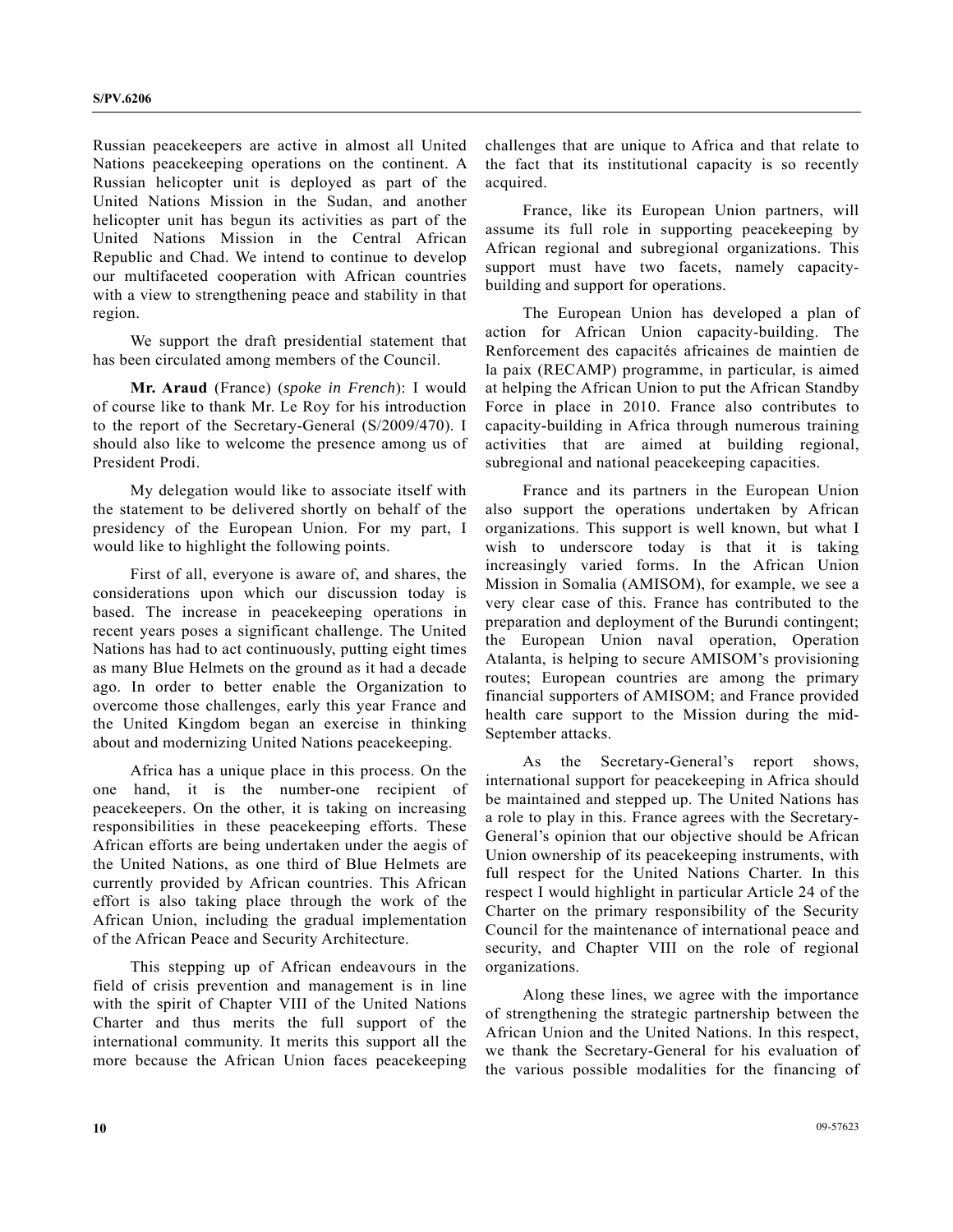Russian peacekeepers are active in almost all United Nations peacekeeping operations on the continent. A Russian helicopter unit is deployed as part of the United Nations Mission in the Sudan, and another helicopter unit has begun its activities as part of the United Nations Mission in the Central African Republic and Chad. We intend to continue to develop our multifaceted cooperation with African countries with a view to strengthening peace and stability in that region.

We support the draft presidential statement that has been circulated among members of the Council.

**Mr. Araud** (France) (*spoke in French*): I would of course like to thank Mr. Le Roy for his introduction to the report of the Secretary-General (S/2009/470). I should also like to welcome the presence among us of President Prodi.

My delegation would like to associate itself with the statement to be delivered shortly on behalf of the presidency of the European Union. For my part, I would like to highlight the following points.

First of all, everyone is aware of, and shares, the considerations upon which our discussion today is based. The increase in peacekeeping operations in recent years poses a significant challenge. The United Nations has had to act continuously, putting eight times as many Blue Helmets on the ground as it had a decade ago. In order to better enable the Organization to overcome those challenges, early this year France and the United Kingdom began an exercise in thinking about and modernizing United Nations peacekeeping.

Africa has a unique place in this process. On the one hand, it is the number-one recipient of peacekeepers. On the other, it is taking on increasing responsibilities in these peacekeeping efforts. These African efforts are being undertaken under the aegis of the United Nations, as one third of Blue Helmets are currently provided by African countries. This African effort is also taking place through the work of the African Union, including the gradual implementation of the African Peace and Security Architecture.

This stepping up of African endeavours in the field of crisis prevention and management is in line with the spirit of Chapter VIII of the United Nations Charter and thus merits the full support of the international community. It merits this support all the more because the African Union faces peacekeeping challenges that are unique to Africa and that relate to the fact that its institutional capacity is so recently acquired.

France, like its European Union partners, will assume its full role in supporting peacekeeping by African regional and subregional organizations. This support must have two facets, namely capacity-building and support for operations.

The European Union has developed a plan of action for African Union capacity-building. The Renforcement des capacités africaines de maintien de la paix (RECAMP) programme, in particular, is aimed at helping the African Union to put the African Standby Force in place in 2010. France also contributes to capacity-building in Africa through numerous training activities that are aimed at building regional, subregional and national peacekeeping capacities.

France and its partners in the European Union also support the operations undertaken by African organizations. This support is well known, but what I wish to underscore today is that it is taking increasingly varied forms. In the African Union Mission in Somalia (AMISOM), for example, we see a very clear case of this. France has contributed to the preparation and deployment of the Burundi contingent; the European Union naval operation, Operation Atalanta, is helping to secure AMISOM's provisioning routes; European countries are among the primary financial supporters of AMISOM; and France provided health care support to the Mission during the mid-September attacks.

As the Secretary-General's report shows, international support for peacekeeping in Africa should be maintained and stepped up. The United Nations has a role to play in this. France agrees with the Secretary-General's opinion that our objective should be African Union ownership of its peacekeeping instruments, with full respect for the United Nations Charter. In this respect I would highlight in particular Article 24 of the Charter on the primary responsibility of the Security Council for the maintenance of international peace and security, and Chapter VIII on the role of regional organizations.

Along these lines, we agree with the importance of strengthening the strategic partnership between the African Union and the United Nations. In this respect, we thank the Secretary-General for his evaluation of the various possible modalities for the financing of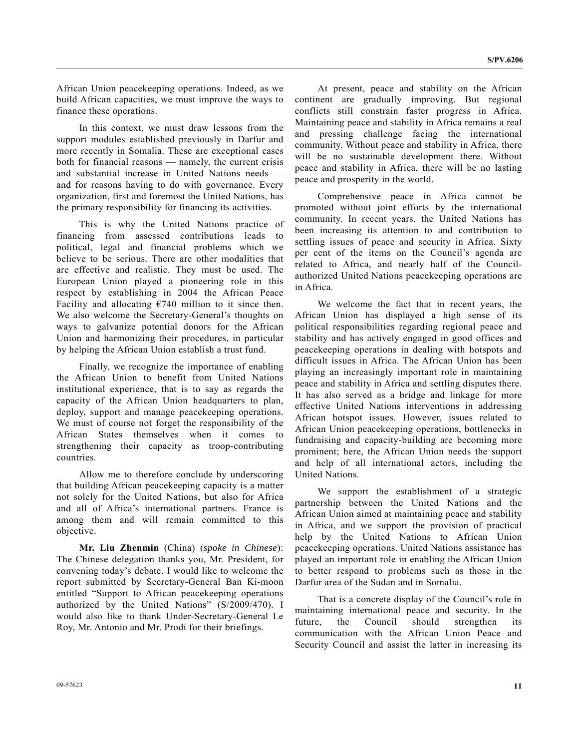African Union peacekeeping operations. Indeed, as we build African capacities, we must improve the ways to finance these operations.

In this context, we must draw lessons from the support modules established previously in Darfur and more recently in Somalia. These are exceptional cases both for financial reasons — namely, the current crisis and substantial increase in United Nations needs — and for reasons having to do with governance. Every organization, first and foremost the United Nations, has the primary responsibility for financing its activities.

This is why the United Nations practice of financing from assessed contributions leads to political, legal and financial problems which we believe to be serious. There are other modalities that are effective and realistic. They must be used. The European Union played a pioneering role in this respect by establishing in 2004 the African Peace Facility and allocating €740 million to it since then. We also welcome the Secretary-General's thoughts on ways to galvanize potential donors for the African Union and harmonizing their procedures, in particular by helping the African Union establish a trust fund.

Finally, we recognize the importance of enabling the African Union to benefit from United Nations institutional experience, that is to say as regards the capacity of the African Union headquarters to plan, deploy, support and manage peacekeeping operations. We must of course not forget the responsibility of the African States themselves when it comes to strengthening their capacity as troop-contributing countries.

Allow me to therefore conclude by underscoring that building African peacekeeping capacity is a matter not solely for the United Nations, but also for Africa and all of Africa's international partners. France is among them and will remain committed to this objective.

**Mr. Liu Zhenmin** (China) (*spoke in Chinese*): The Chinese delegation thanks you, Mr. President, for convening today's debate. I would like to welcome the report submitted by Secretary-General Ban Ki-moon entitled "Support to African peacekeeping operations authorized by the United Nations" (S/2009/470). I would also like to thank Under-Secretary-General Le Roy, Mr. Antonio and Mr. Prodi for their briefings.

At present, peace and stability on the African continent are gradually improving. But regional conflicts still constrain faster progress in Africa. Maintaining peace and stability in Africa remains a real and pressing challenge facing the international community. Without peace and stability in Africa, there will be no sustainable development there. Without peace and stability in Africa, there will be no lasting peace and prosperity in the world.

Comprehensive peace in Africa cannot be promoted without joint efforts by the international community. In recent years, the United Nations has been increasing its attention to and contribution to settling issues of peace and security in Africa. Sixty per cent of the items on the Council's agenda are related to Africa, and nearly half of the Council-authorized United Nations peacekeeping operations are in Africa.

We welcome the fact that in recent years, the African Union has displayed a high sense of its political responsibilities regarding regional peace and stability and has actively engaged in good offices and peacekeeping operations in dealing with hotspots and difficult issues in Africa. The African Union has been playing an increasingly important role in maintaining peace and stability in Africa and settling disputes there. It has also served as a bridge and linkage for more effective United Nations interventions in addressing African hotspot issues. However, issues related to African Union peacekeeping operations, bottlenecks in fundraising and capacity-building are becoming more prominent; here, the African Union needs the support and help of all international actors, including the United Nations.

We support the establishment of a strategic partnership between the United Nations and the African Union aimed at maintaining peace and stability in Africa, and we support the provision of practical help by the United Nations to African Union peacekeeping operations. United Nations assistance has played an important role in enabling the African Union to better respond to problems such as those in the Darfur area of the Sudan and in Somalia.

That is a concrete display of the Council's role in maintaining international peace and security. In the future, the Council should strengthen its communication with the African Union Peace and Security Council and assist the latter in increasing its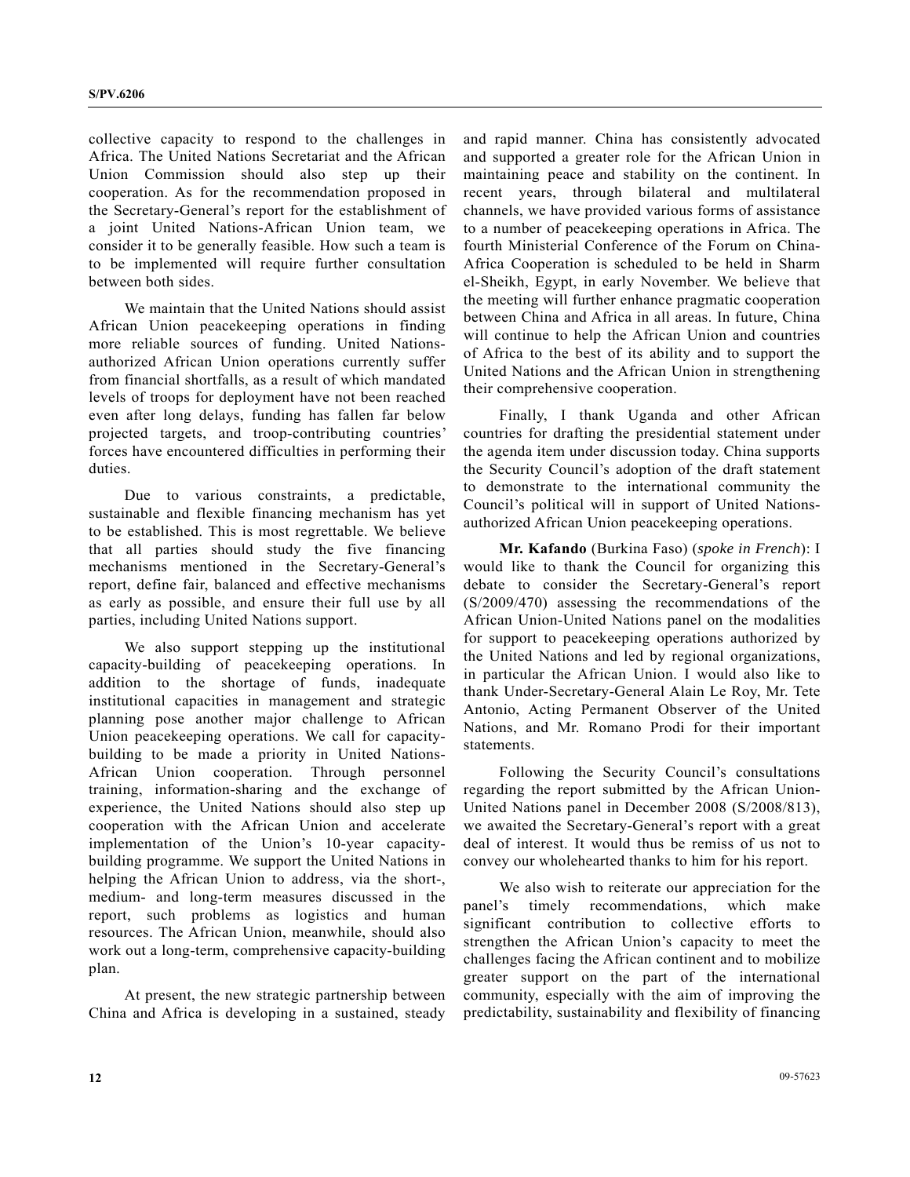collective capacity to respond to the challenges in Africa. The United Nations Secretariat and the African Union Commission should also step up their cooperation. As for the recommendation proposed in the Secretary-General's report for the establishment of a joint United Nations-African Union team, we consider it to be generally feasible. How such a team is to be implemented will require further consultation between both sides.

We maintain that the United Nations should assist African Union peacekeeping operations in finding more reliable sources of funding. United Nations-authorized African Union operations currently suffer from financial shortfalls, as a result of which mandated levels of troops for deployment have not been reached even after long delays, funding has fallen far below projected targets, and troop-contributing countries' forces have encountered difficulties in performing their duties.

Due to various constraints, a predictable, sustainable and flexible financing mechanism has yet to be established. This is most regrettable. We believe that all parties should study the five financing mechanisms mentioned in the Secretary-General's report, define fair, balanced and effective mechanisms as early as possible, and ensure their full use by all parties, including United Nations support.

We also support stepping up the institutional capacity-building of peacekeeping operations. In addition to the shortage of funds, inadequate institutional capacities in management and strategic planning pose another major challenge to African Union peacekeeping operations. We call for capacity-building to be made a priority in United Nations-African Union cooperation. Through personnel training, information-sharing and the exchange of experience, the United Nations should also step up cooperation with the African Union and accelerate implementation of the Union's 10-year capacity-building programme. We support the United Nations in helping the African Union to address, via the short-, medium- and long-term measures discussed in the report, such problems as logistics and human resources. The African Union, meanwhile, should also work out a long-term, comprehensive capacity-building plan.

At present, the new strategic partnership between China and Africa is developing in a sustained, steady and rapid manner. China has consistently advocated and supported a greater role for the African Union in maintaining peace and stability on the continent. In recent years, through bilateral and multilateral channels, we have provided various forms of assistance to a number of peacekeeping operations in Africa. The fourth Ministerial Conference of the Forum on China-Africa Cooperation is scheduled to be held in Sharm el-Sheikh, Egypt, in early November. We believe that the meeting will further enhance pragmatic cooperation between China and Africa in all areas. In future, China will continue to help the African Union and countries of Africa to the best of its ability and to support the United Nations and the African Union in strengthening their comprehensive cooperation.

Finally, I thank Uganda and other African countries for drafting the presidential statement under the agenda item under discussion today. China supports the Security Council's adoption of the draft statement to demonstrate to the international community the Council's political will in support of United Nations-authorized African Union peacekeeping operations.

**Mr. Kafando** (Burkina Faso) (*spoke in French*): I would like to thank the Council for organizing this debate to consider the Secretary-General's report (S/2009/470) assessing the recommendations of the African Union-United Nations panel on the modalities for support to peacekeeping operations authorized by the United Nations and led by regional organizations, in particular the African Union. I would also like to thank Under-Secretary-General Alain Le Roy, Mr. Tete Antonio, Acting Permanent Observer of the United Nations, and Mr. Romano Prodi for their important statements.

Following the Security Council's consultations regarding the report submitted by the African Union-United Nations panel in December 2008 (S/2008/813), we awaited the Secretary-General's report with a great deal of interest. It would thus be remiss of us not to convey our wholehearted thanks to him for his report.

We also wish to reiterate our appreciation for the panel's timely recommendations, which make significant contribution to collective efforts to strengthen the African Union's capacity to meet the challenges facing the African continent and to mobilize greater support on the part of the international community, especially with the aim of improving the predictability, sustainability and flexibility of financing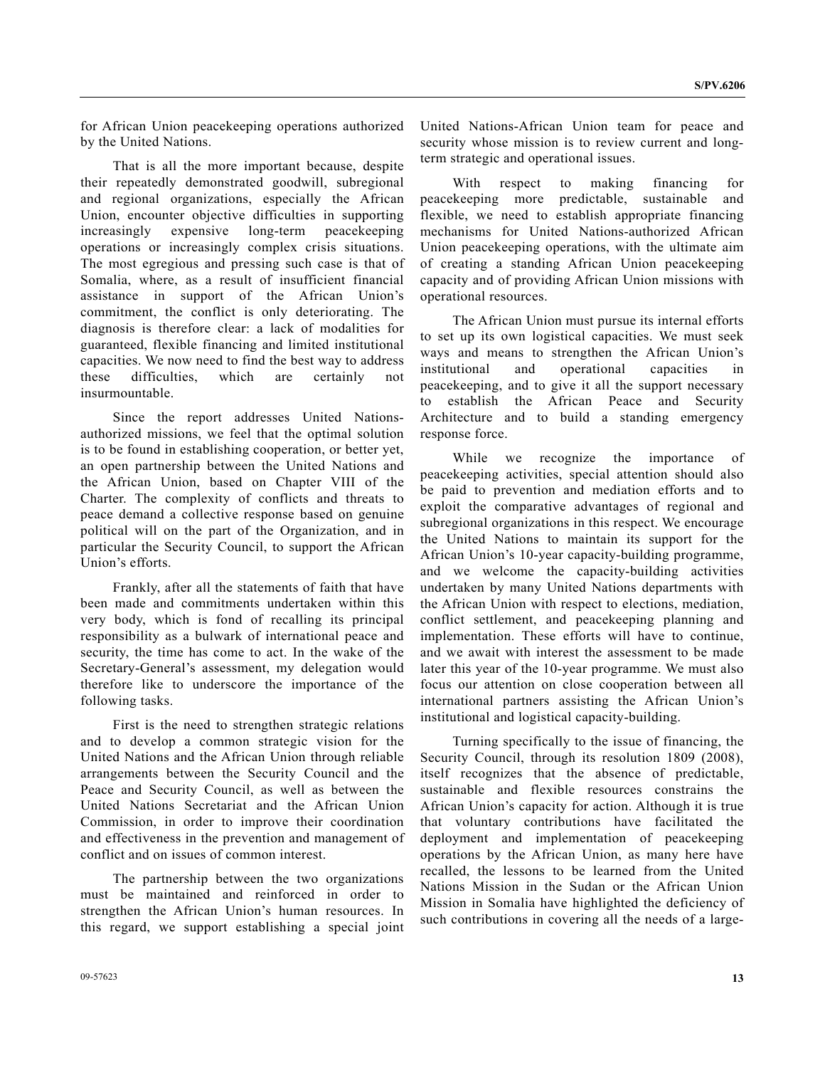for African Union peacekeeping operations authorized by the United Nations.

That is all the more important because, despite their repeatedly demonstrated goodwill, subregional and regional organizations, especially the African Union, encounter objective difficulties in supporting increasingly expensive long-term peacekeeping operations or increasingly complex crisis situations. The most egregious and pressing such case is that of Somalia, where, as a result of insufficient financial assistance in support of the African Union's commitment, the conflict is only deteriorating. The diagnosis is therefore clear: a lack of modalities for guaranteed, flexible financing and limited institutional capacities. We now need to find the best way to address these difficulties, which are certainly not insurmountable.

Since the report addresses United Nations-authorized missions, we feel that the optimal solution is to be found in establishing cooperation, or better yet, an open partnership between the United Nations and the African Union, based on Chapter VIII of the Charter. The complexity of conflicts and threats to peace demand a collective response based on genuine political will on the part of the Organization, and in particular the Security Council, to support the African Union's efforts.

Frankly, after all the statements of faith that have been made and commitments undertaken within this very body, which is fond of recalling its principal responsibility as a bulwark of international peace and security, the time has come to act. In the wake of the Secretary-General's assessment, my delegation would therefore like to underscore the importance of the following tasks.

First is the need to strengthen strategic relations and to develop a common strategic vision for the United Nations and the African Union through reliable arrangements between the Security Council and the Peace and Security Council, as well as between the United Nations Secretariat and the African Union Commission, in order to improve their coordination and effectiveness in the prevention and management of conflict and on issues of common interest.

The partnership between the two organizations must be maintained and reinforced in order to strengthen the African Union's human resources. In this regard, we support establishing a special joint United Nations-African Union team for peace and security whose mission is to review current and long-term strategic and operational issues.

With respect to making financing for peacekeeping more predictable, sustainable and flexible, we need to establish appropriate financing mechanisms for United Nations-authorized African Union peacekeeping operations, with the ultimate aim of creating a standing African Union peacekeeping capacity and of providing African Union missions with operational resources.

The African Union must pursue its internal efforts to set up its own logistical capacities. We must seek ways and means to strengthen the African Union's institutional and operational capacities in peacekeeping, and to give it all the support necessary to establish the African Peace and Security Architecture and to build a standing emergency response force.

While we recognize the importance of peacekeeping activities, special attention should also be paid to prevention and mediation efforts and to exploit the comparative advantages of regional and subregional organizations in this respect. We encourage the United Nations to maintain its support for the African Union's 10-year capacity-building programme, and we welcome the capacity-building activities undertaken by many United Nations departments with the African Union with respect to elections, mediation, conflict settlement, and peacekeeping planning and implementation. These efforts will have to continue, and we await with interest the assessment to be made later this year of the 10-year programme. We must also focus our attention on close cooperation between all international partners assisting the African Union's institutional and logistical capacity-building.

Turning specifically to the issue of financing, the Security Council, through its resolution 1809 (2008), itself recognizes that the absence of predictable, sustainable and flexible resources constrains the African Union's capacity for action. Although it is true that voluntary contributions have facilitated the deployment and implementation of peacekeeping operations by the African Union, as many here have recalled, the lessons to be learned from the United Nations Mission in the Sudan or the African Union Mission in Somalia have highlighted the deficiency of such contributions in covering all the needs of a large-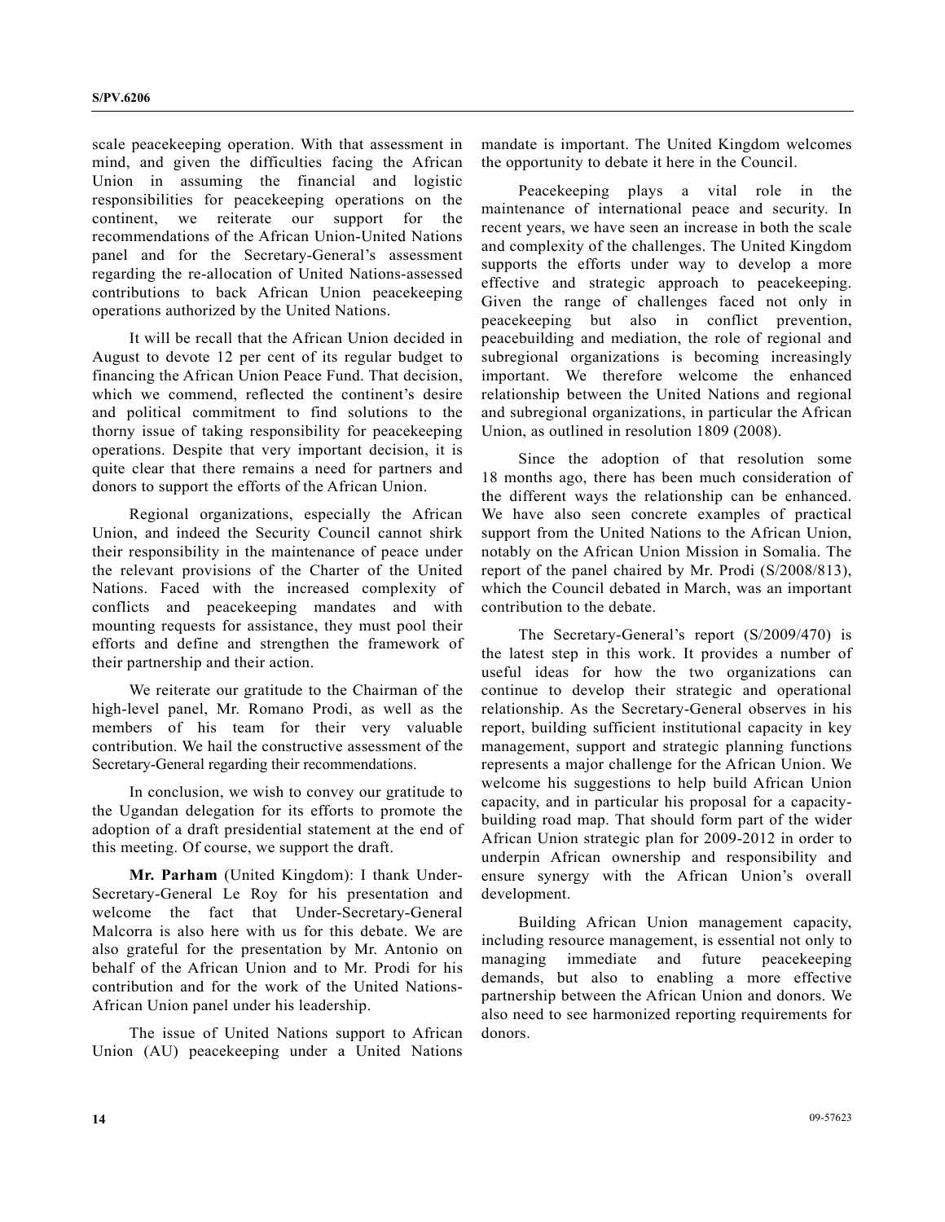scale peacekeeping operation. With that assessment in mind, and given the difficulties facing the African Union in assuming the financial and logistic responsibilities for peacekeeping operations on the continent, we reiterate our support for the recommendations of the African Union-United Nations panel and for the Secretary-General's assessment regarding the re-allocation of United Nations-assessed contributions to back African Union peacekeeping operations authorized by the United Nations.

It will be recall that the African Union decided in August to devote 12 per cent of its regular budget to financing the African Union Peace Fund. That decision, which we commend, reflected the continent's desire and political commitment to find solutions to the thorny issue of taking responsibility for peacekeeping operations. Despite that very important decision, it is quite clear that there remains a need for partners and donors to support the efforts of the African Union.

Regional organizations, especially the African Union, and indeed the Security Council cannot shirk their responsibility in the maintenance of peace under the relevant provisions of the Charter of the United Nations. Faced with the increased complexity of conflicts and peacekeeping mandates and with mounting requests for assistance, they must pool their efforts and define and strengthen the framework of their partnership and their action.

We reiterate our gratitude to the Chairman of the high-level panel, Mr. Romano Prodi, as well as the members of his team for their very valuable contribution. We hail the constructive assessment of the Secretary-General regarding their recommendations.

In conclusion, we wish to convey our gratitude to the Ugandan delegation for its efforts to promote the adoption of a draft presidential statement at the end of this meeting. Of course, we support the draft.

**Mr. Parham** (United Kingdom): I thank Under-Secretary-General Le Roy for his presentation and welcome the fact that Under-Secretary-General Malcorra is also here with us for this debate. We are also grateful for the presentation by Mr. Antonio on behalf of the African Union and to Mr. Prodi for his contribution and for the work of the United Nations-African Union panel under his leadership.

The issue of United Nations support to African Union (AU) peacekeeping under a United Nations mandate is important. The United Kingdom welcomes the opportunity to debate it here in the Council.

Peacekeeping plays a vital role in the maintenance of international peace and security. In recent years, we have seen an increase in both the scale and complexity of the challenges. The United Kingdom supports the efforts under way to develop a more effective and strategic approach to peacekeeping. Given the range of challenges faced not only in peacekeeping but also in conflict prevention, peacebuilding and mediation, the role of regional and subregional organizations is becoming increasingly important. We therefore welcome the enhanced relationship between the United Nations and regional and subregional organizations, in particular the African Union, as outlined in resolution 1809 (2008).

Since the adoption of that resolution some 18 months ago, there has been much consideration of the different ways the relationship can be enhanced. We have also seen concrete examples of practical support from the United Nations to the African Union, notably on the African Union Mission in Somalia. The report of the panel chaired by Mr. Prodi (S/2008/813), which the Council debated in March, was an important contribution to the debate.

The Secretary-General's report (S/2009/470) is the latest step in this work. It provides a number of useful ideas for how the two organizations can continue to develop their strategic and operational relationship. As the Secretary-General observes in his report, building sufficient institutional capacity in key management, support and strategic planning functions represents a major challenge for the African Union. We welcome his suggestions to help build African Union capacity, and in particular his proposal for a capacity-building road map. That should form part of the wider African Union strategic plan for 2009-2012 in order to underpin African ownership and responsibility and ensure synergy with the African Union's overall development.

Building African Union management capacity, including resource management, is essential not only to managing immediate and future peacekeeping demands, but also to enabling a more effective partnership between the African Union and donors. We also need to see harmonized reporting requirements for donors.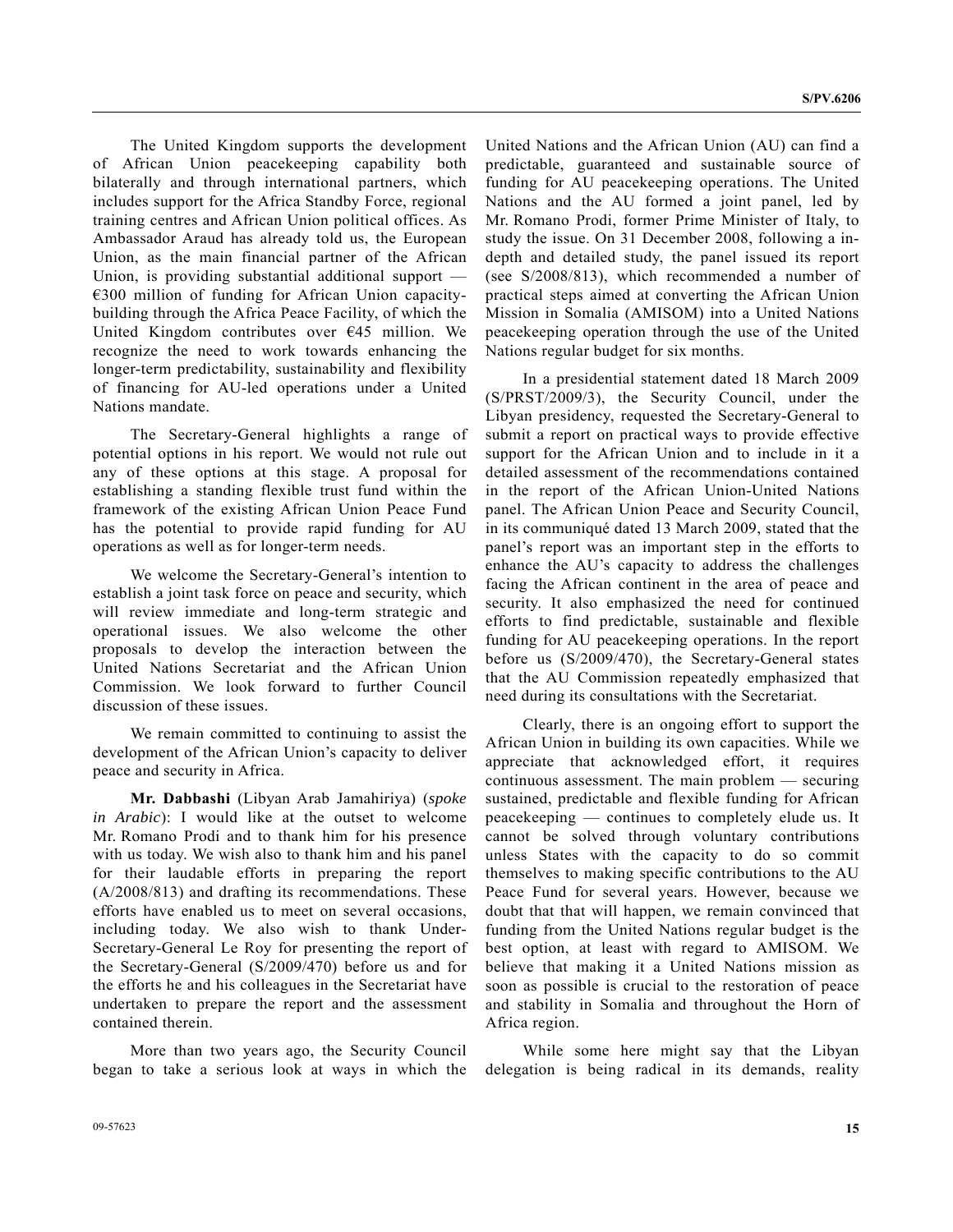The United Kingdom supports the development of African Union peacekeeping capability both bilaterally and through international partners, which includes support for the Africa Standby Force, regional training centres and African Union political offices. As Ambassador Araud has already told us, the European Union, as the main financial partner of the African Union, is providing substantial additional support — €300 million of funding for African Union capacity-building through the Africa Peace Facility, of which the United Kingdom contributes over €45 million. We recognize the need to work towards enhancing the longer-term predictability, sustainability and flexibility of financing for AU-led operations under a United Nations mandate.

The Secretary-General highlights a range of potential options in his report. We would not rule out any of these options at this stage. A proposal for establishing a standing flexible trust fund within the framework of the existing African Union Peace Fund has the potential to provide rapid funding for AU operations as well as for longer-term needs.

We welcome the Secretary-General's intention to establish a joint task force on peace and security, which will review immediate and long-term strategic and operational issues. We also welcome the other proposals to develop the interaction between the United Nations Secretariat and the African Union Commission. We look forward to further Council discussion of these issues.

We remain committed to continuing to assist the development of the African Union's capacity to deliver peace and security in Africa.

**Mr. Dabbashi** (Libyan Arab Jamahiriya) (*spoke in Arabic*): I would like at the outset to welcome Mr. Romano Prodi and to thank him for his presence with us today. We wish also to thank him and his panel for their laudable efforts in preparing the report (A/2008/813) and drafting its recommendations. These efforts have enabled us to meet on several occasions, including today. We also wish to thank Under-Secretary-General Le Roy for presenting the report of the Secretary-General (S/2009/470) before us and for the efforts he and his colleagues in the Secretariat have undertaken to prepare the report and the assessment contained therein.

More than two years ago, the Security Council began to take a serious look at ways in which the United Nations and the African Union (AU) can find a predictable, guaranteed and sustainable source of funding for AU peacekeeping operations. The United Nations and the AU formed a joint panel, led by Mr. Romano Prodi, former Prime Minister of Italy, to study the issue. On 31 December 2008, following a in-depth and detailed study, the panel issued its report (see S/2008/813), which recommended a number of practical steps aimed at converting the African Union Mission in Somalia (AMISOM) into a United Nations peacekeeping operation through the use of the United Nations regular budget for six months.

In a presidential statement dated 18 March 2009 (S/PRST/2009/3), the Security Council, under the Libyan presidency, requested the Secretary-General to submit a report on practical ways to provide effective support for the African Union and to include in it a detailed assessment of the recommendations contained in the report of the African Union-United Nations panel. The African Union Peace and Security Council, in its communiqué dated 13 March 2009, stated that the panel's report was an important step in the efforts to enhance the AU's capacity to address the challenges facing the African continent in the area of peace and security. It also emphasized the need for continued efforts to find predictable, sustainable and flexible funding for AU peacekeeping operations. In the report before us (S/2009/470), the Secretary-General states that the AU Commission repeatedly emphasized that need during its consultations with the Secretariat.

Clearly, there is an ongoing effort to support the African Union in building its own capacities. While we appreciate that acknowledged effort, it requires continuous assessment. The main problem — securing sustained, predictable and flexible funding for African peacekeeping — continues to completely elude us. It cannot be solved through voluntary contributions unless States with the capacity to do so commit themselves to making specific contributions to the AU Peace Fund for several years. However, because we doubt that that will happen, we remain convinced that funding from the United Nations regular budget is the best option, at least with regard to AMISOM. We believe that making it a United Nations mission as soon as possible is crucial to the restoration of peace and stability in Somalia and throughout the Horn of Africa region.

While some here might say that the Libyan delegation is being radical in its demands, reality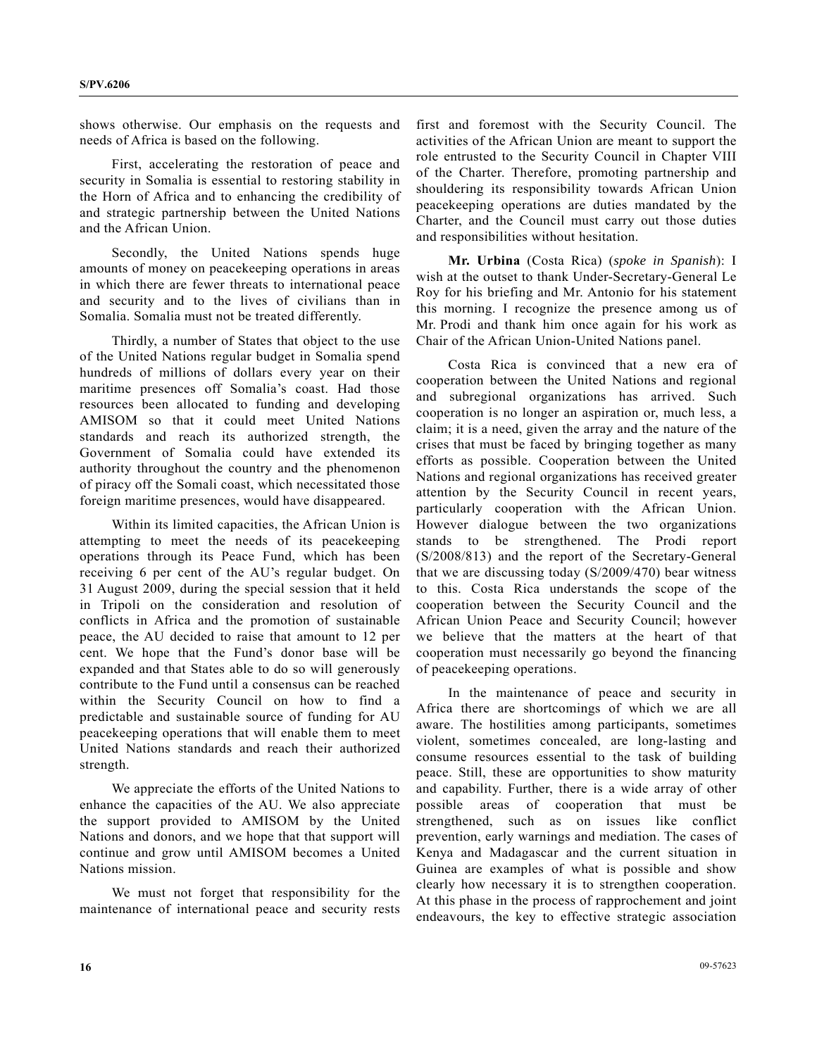shows otherwise. Our emphasis on the requests and needs of Africa is based on the following.

First, accelerating the restoration of peace and security in Somalia is essential to restoring stability in the Horn of Africa and to enhancing the credibility of and strategic partnership between the United Nations and the African Union.

Secondly, the United Nations spends huge amounts of money on peacekeeping operations in areas in which there are fewer threats to international peace and security and to the lives of civilians than in Somalia. Somalia must not be treated differently.

Thirdly, a number of States that object to the use of the United Nations regular budget in Somalia spend hundreds of millions of dollars every year on their maritime presences off Somalia's coast. Had those resources been allocated to funding and developing AMISOM so that it could meet United Nations standards and reach its authorized strength, the Government of Somalia could have extended its authority throughout the country and the phenomenon of piracy off the Somali coast, which necessitated those foreign maritime presences, would have disappeared.

Within its limited capacities, the African Union is attempting to meet the needs of its peacekeeping operations through its Peace Fund, which has been receiving 6 per cent of the AU's regular budget. On 31 August 2009, during the special session that it held in Tripoli on the consideration and resolution of conflicts in Africa and the promotion of sustainable peace, the AU decided to raise that amount to 12 per cent. We hope that the Fund's donor base will be expanded and that States able to do so will generously contribute to the Fund until a consensus can be reached within the Security Council on how to find a predictable and sustainable source of funding for AU peacekeeping operations that will enable them to meet United Nations standards and reach their authorized strength.

We appreciate the efforts of the United Nations to enhance the capacities of the AU. We also appreciate the support provided to AMISOM by the United Nations and donors, and we hope that that support will continue and grow until AMISOM becomes a United Nations mission.

We must not forget that responsibility for the maintenance of international peace and security rests first and foremost with the Security Council. The activities of the African Union are meant to support the role entrusted to the Security Council in Chapter VIII of the Charter. Therefore, promoting partnership and shouldering its responsibility towards African Union peacekeeping operations are duties mandated by the Charter, and the Council must carry out those duties and responsibilities without hesitation.

**Mr. Urbina** (Costa Rica) (*spoke in Spanish*): I wish at the outset to thank Under-Secretary-General Le Roy for his briefing and Mr. Antonio for his statement this morning. I recognize the presence among us of Mr. Prodi and thank him once again for his work as Chair of the African Union-United Nations panel.

Costa Rica is convinced that a new era of cooperation between the United Nations and regional and subregional organizations has arrived. Such cooperation is no longer an aspiration or, much less, a claim; it is a need, given the array and the nature of the crises that must be faced by bringing together as many efforts as possible. Cooperation between the United Nations and regional organizations has received greater attention by the Security Council in recent years, particularly cooperation with the African Union. However dialogue between the two organizations stands to be strengthened. The Prodi report (S/2008/813) and the report of the Secretary-General that we are discussing today (S/2009/470) bear witness to this. Costa Rica understands the scope of the cooperation between the Security Council and the African Union Peace and Security Council; however we believe that the matters at the heart of that cooperation must necessarily go beyond the financing of peacekeeping operations.

In the maintenance of peace and security in Africa there are shortcomings of which we are all aware. The hostilities among participants, sometimes violent, sometimes concealed, are long-lasting and consume resources essential to the task of building peace. Still, these are opportunities to show maturity and capability. Further, there is a wide array of other possible areas of cooperation that must be strengthened, such as on issues like conflict prevention, early warnings and mediation. The cases of Kenya and Madagascar and the current situation in Guinea are examples of what is possible and show clearly how necessary it is to strengthen cooperation. At this phase in the process of rapprochement and joint endeavours, the key to effective strategic association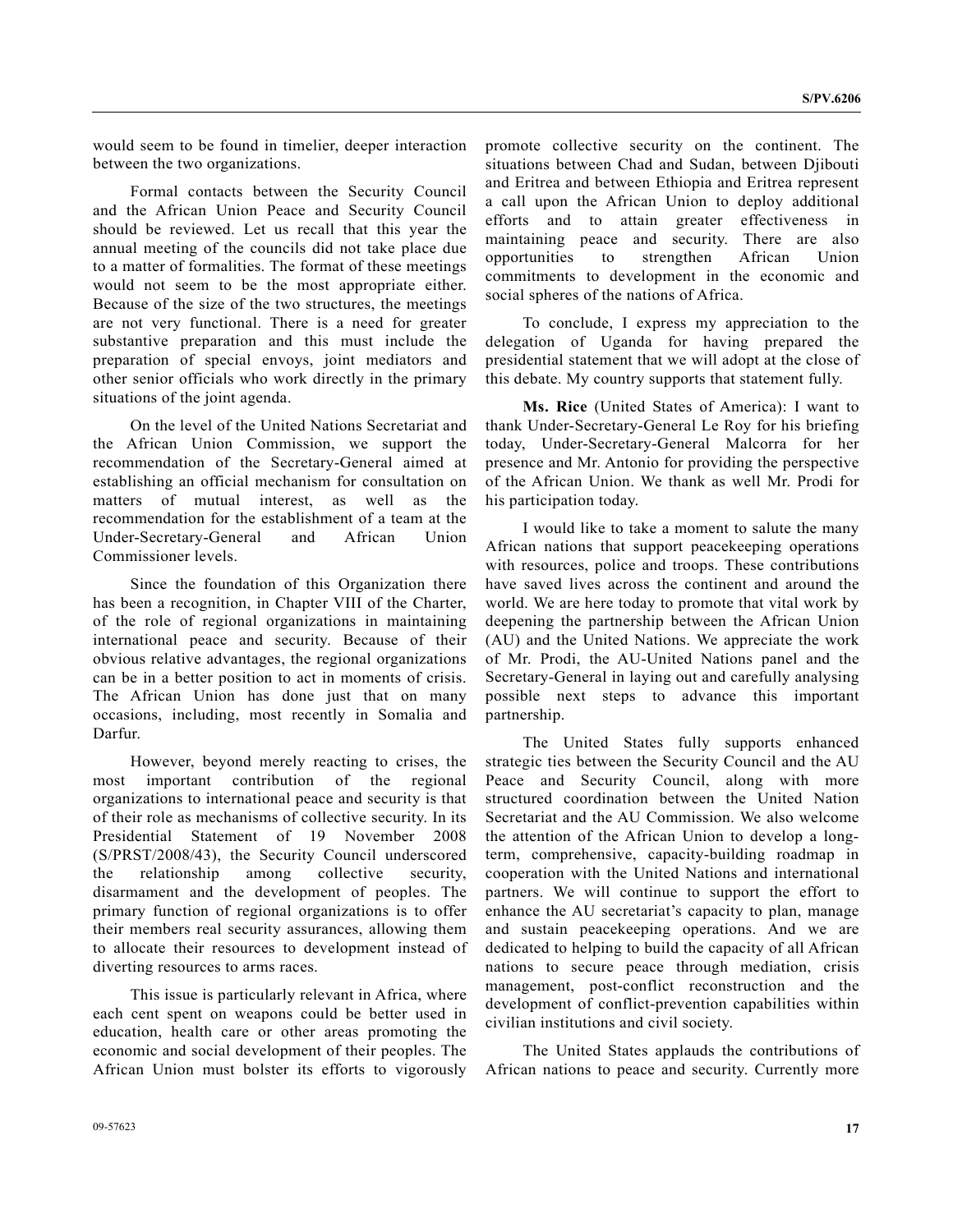would seem to be found in timelier, deeper interaction between the two organizations.

Formal contacts between the Security Council and the African Union Peace and Security Council should be reviewed. Let us recall that this year the annual meeting of the councils did not take place due to a matter of formalities. The format of these meetings would not seem to be the most appropriate either. Because of the size of the two structures, the meetings are not very functional. There is a need for greater substantive preparation and this must include the preparation of special envoys, joint mediators and other senior officials who work directly in the primary situations of the joint agenda.

On the level of the United Nations Secretariat and the African Union Commission, we support the recommendation of the Secretary-General aimed at establishing an official mechanism for consultation on matters of mutual interest, as well as the recommendation for the establishment of a team at the Under-Secretary-General and African Union Commissioner levels.

Since the foundation of this Organization there has been a recognition, in Chapter VIII of the Charter, of the role of regional organizations in maintaining international peace and security. Because of their obvious relative advantages, the regional organizations can be in a better position to act in moments of crisis. The African Union has done just that on many occasions, including, most recently in Somalia and Darfur.

However, beyond merely reacting to crises, the most important contribution of the regional organizations to international peace and security is that of their role as mechanisms of collective security. In its Presidential Statement of 19 November 2008 (S/PRST/2008/43), the Security Council underscored the relationship among collective security, disarmament and the development of peoples. The primary function of regional organizations is to offer their members real security assurances, allowing them to allocate their resources to development instead of diverting resources to arms races.

This issue is particularly relevant in Africa, where each cent spent on weapons could be better used in education, health care or other areas promoting the economic and social development of their peoples. The African Union must bolster its efforts to vigorously promote collective security on the continent. The situations between Chad and Sudan, between Djibouti and Eritrea and between Ethiopia and Eritrea represent a call upon the African Union to deploy additional efforts and to attain greater effectiveness in maintaining peace and security. There are also opportunities to strengthen African Union commitments to development in the economic and social spheres of the nations of Africa.

To conclude, I express my appreciation to the delegation of Uganda for having prepared the presidential statement that we will adopt at the close of this debate. My country supports that statement fully.

**Ms. Rice** (United States of America): I want to thank Under-Secretary-General Le Roy for his briefing today, Under-Secretary-General Malcorra for her presence and Mr. Antonio for providing the perspective of the African Union. We thank as well Mr. Prodi for his participation today.

I would like to take a moment to salute the many African nations that support peacekeeping operations with resources, police and troops. These contributions have saved lives across the continent and around the world. We are here today to promote that vital work by deepening the partnership between the African Union (AU) and the United Nations. We appreciate the work of Mr. Prodi, the AU-United Nations panel and the Secretary-General in laying out and carefully analysing possible next steps to advance this important partnership.

The United States fully supports enhanced strategic ties between the Security Council and the AU Peace and Security Council, along with more structured coordination between the United Nation Secretariat and the AU Commission. We also welcome the attention of the African Union to develop a long-term, comprehensive, capacity-building roadmap in cooperation with the United Nations and international partners. We will continue to support the effort to enhance the AU secretariat's capacity to plan, manage and sustain peacekeeping operations. And we are dedicated to helping to build the capacity of all African nations to secure peace through mediation, crisis management, post-conflict reconstruction and the development of conflict-prevention capabilities within civilian institutions and civil society.

The United States applauds the contributions of African nations to peace and security. Currently more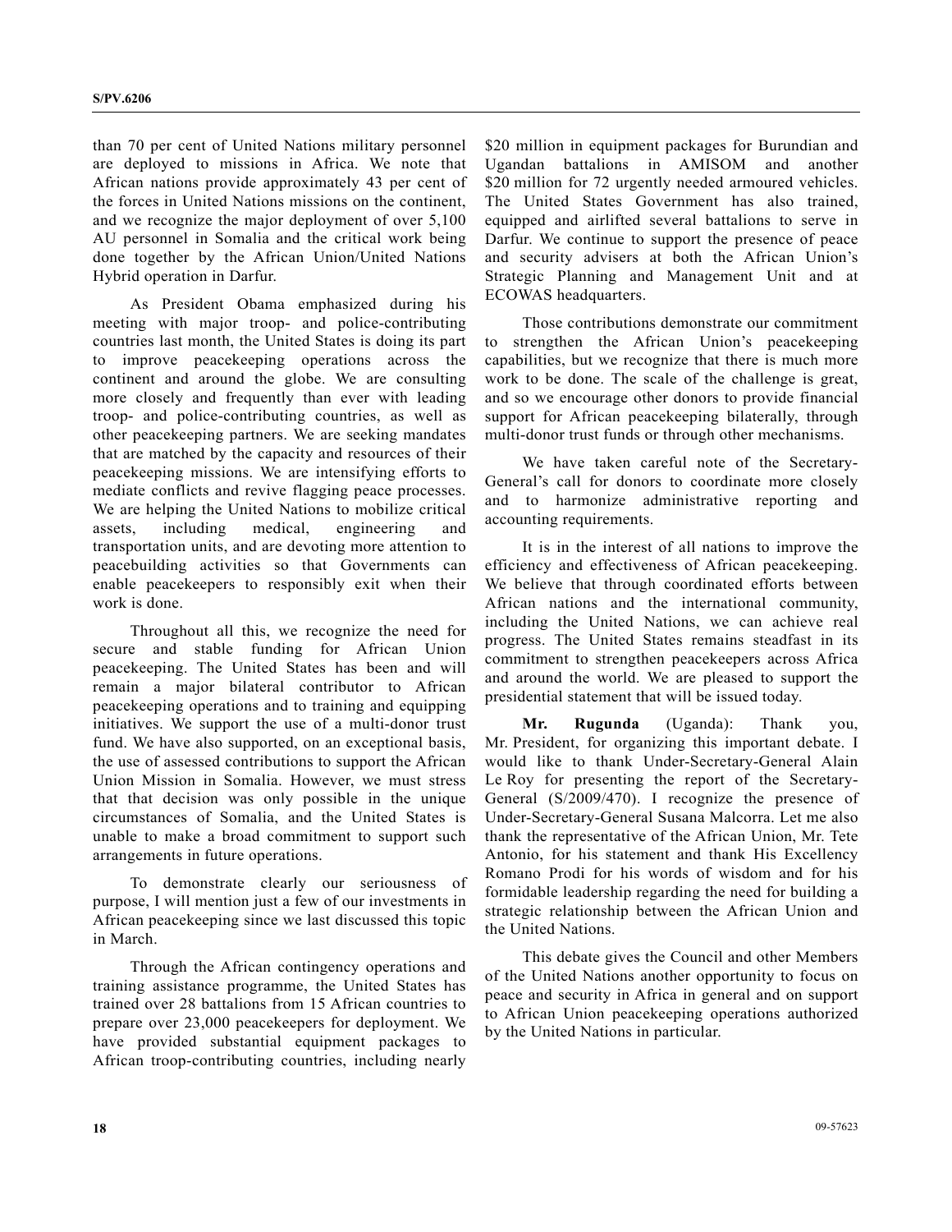than 70 per cent of United Nations military personnel are deployed to missions in Africa. We note that African nations provide approximately 43 per cent of the forces in United Nations missions on the continent, and we recognize the major deployment of over 5,100 AU personnel in Somalia and the critical work being done together by the African Union/United Nations Hybrid operation in Darfur.

As President Obama emphasized during his meeting with major troop- and police-contributing countries last month, the United States is doing its part to improve peacekeeping operations across the continent and around the globe. We are consulting more closely and frequently than ever with leading troop- and police-contributing countries, as well as other peacekeeping partners. We are seeking mandates that are matched by the capacity and resources of their peacekeeping missions. We are intensifying efforts to mediate conflicts and revive flagging peace processes. We are helping the United Nations to mobilize critical assets, including medical, engineering and transportation units, and are devoting more attention to peacebuilding activities so that Governments can enable peacekeepers to responsibly exit when their work is done.

Throughout all this, we recognize the need for secure and stable funding for African Union peacekeeping. The United States has been and will remain a major bilateral contributor to African peacekeeping operations and to training and equipping initiatives. We support the use of a multi-donor trust fund. We have also supported, on an exceptional basis, the use of assessed contributions to support the African Union Mission in Somalia. However, we must stress that that decision was only possible in the unique circumstances of Somalia, and the United States is unable to make a broad commitment to support such arrangements in future operations.

To demonstrate clearly our seriousness of purpose, I will mention just a few of our investments in African peacekeeping since we last discussed this topic in March.

Through the African contingency operations and training assistance programme, the United States has trained over 28 battalions from 15 African countries to prepare over 23,000 peacekeepers for deployment. We have provided substantial equipment packages to African troop-contributing countries, including nearly $20 million in equipment packages for Burundian and Ugandan battalions in AMISOM and another $20 million for 72 urgently needed armoured vehicles. The United States Government has also trained, equipped and airlifted several battalions to serve in Darfur. We continue to support the presence of peace and security advisers at both the African Union's Strategic Planning and Management Unit and at ECOWAS headquarters.

Those contributions demonstrate our commitment to strengthen the African Union's peacekeeping capabilities, but we recognize that there is much more work to be done. The scale of the challenge is great, and so we encourage other donors to provide financial support for African peacekeeping bilaterally, through multi-donor trust funds or through other mechanisms.

We have taken careful note of the Secretary-General's call for donors to coordinate more closely and to harmonize administrative reporting and accounting requirements.

It is in the interest of all nations to improve the efficiency and effectiveness of African peacekeeping. We believe that through coordinated efforts between African nations and the international community, including the United Nations, we can achieve real progress. The United States remains steadfast in its commitment to strengthen peacekeepers across Africa and around the world. We are pleased to support the presidential statement that will be issued today.

**Mr. Rugunda** (Uganda): Thank you, Mr. President, for organizing this important debate. I would like to thank Under-Secretary-General Alain Le Roy for presenting the report of the Secretary-General (S/2009/470). I recognize the presence of Under-Secretary-General Susana Malcorra. Let me also thank the representative of the African Union, Mr. Tete Antonio, for his statement and thank His Excellency Romano Prodi for his words of wisdom and for his formidable leadership regarding the need for building a strategic relationship between the African Union and the United Nations.

This debate gives the Council and other Members of the United Nations another opportunity to focus on peace and security in Africa in general and on support to African Union peacekeeping operations authorized by the United Nations in particular.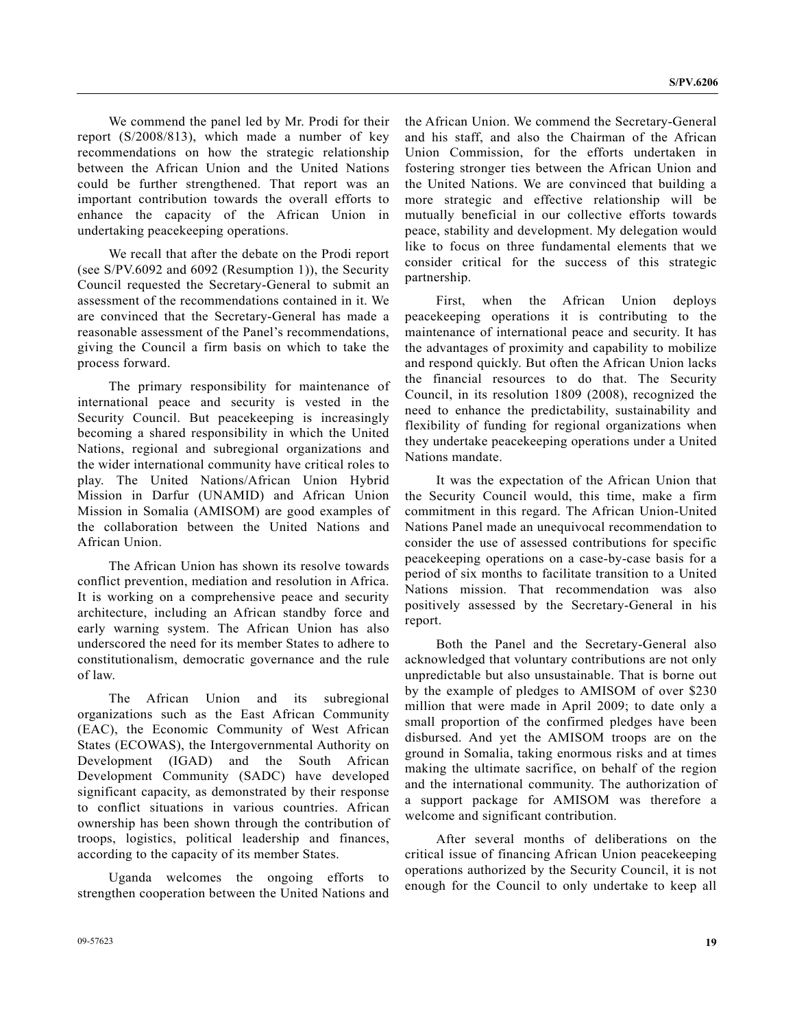We commend the panel led by Mr. Prodi for their report (S/2008/813), which made a number of key recommendations on how the strategic relationship between the African Union and the United Nations could be further strengthened. That report was an important contribution towards the overall efforts to enhance the capacity of the African Union in undertaking peacekeeping operations.

We recall that after the debate on the Prodi report (see S/PV.6092 and 6092 (Resumption 1)), the Security Council requested the Secretary-General to submit an assessment of the recommendations contained in it. We are convinced that the Secretary-General has made a reasonable assessment of the Panel's recommendations, giving the Council a firm basis on which to take the process forward.

The primary responsibility for maintenance of international peace and security is vested in the Security Council. But peacekeeping is increasingly becoming a shared responsibility in which the United Nations, regional and subregional organizations and the wider international community have critical roles to play. The United Nations/African Union Hybrid Mission in Darfur (UNAMID) and African Union Mission in Somalia (AMISOM) are good examples of the collaboration between the United Nations and African Union.

The African Union has shown its resolve towards conflict prevention, mediation and resolution in Africa. It is working on a comprehensive peace and security architecture, including an African standby force and early warning system. The African Union has also underscored the need for its member States to adhere to constitutionalism, democratic governance and the rule of law.

The African Union and its subregional organizations such as the East African Community (EAC), the Economic Community of West African States (ECOWAS), the Intergovernmental Authority on Development (IGAD) and the South African Development Community (SADC) have developed significant capacity, as demonstrated by their response to conflict situations in various countries. African ownership has been shown through the contribution of troops, logistics, political leadership and finances, according to the capacity of its member States.

Uganda welcomes the ongoing efforts to strengthen cooperation between the United Nations and the African Union. We commend the Secretary-General and his staff, and also the Chairman of the African Union Commission, for the efforts undertaken in fostering stronger ties between the African Union and the United Nations. We are convinced that building a more strategic and effective relationship will be mutually beneficial in our collective efforts towards peace, stability and development. My delegation would like to focus on three fundamental elements that we consider critical for the success of this strategic partnership.

First, when the African Union deploys peacekeeping operations it is contributing to the maintenance of international peace and security. It has the advantages of proximity and capability to mobilize and respond quickly. But often the African Union lacks the financial resources to do that. The Security Council, in its resolution 1809 (2008), recognized the need to enhance the predictability, sustainability and flexibility of funding for regional organizations when they undertake peacekeeping operations under a United Nations mandate.

It was the expectation of the African Union that the Security Council would, this time, make a firm commitment in this regard. The African Union-United Nations Panel made an unequivocal recommendation to consider the use of assessed contributions for specific peacekeeping operations on a case-by-case basis for a period of six months to facilitate transition to a United Nations mission. That recommendation was also positively assessed by the Secretary-General in his report.

Both the Panel and the Secretary-General also acknowledged that voluntary contributions are not only unpredictable but also unsustainable. That is borne out by the example of pledges to AMISOM of over $230 million that were made in April 2009; to date only a small proportion of the confirmed pledges have been disbursed. And yet the AMISOM troops are on the ground in Somalia, taking enormous risks and at times making the ultimate sacrifice, on behalf of the region and the international community. The authorization of a support package for AMISOM was therefore a welcome and significant contribution.

After several months of deliberations on the critical issue of financing African Union peacekeeping operations authorized by the Security Council, it is not enough for the Council to only undertake to keep all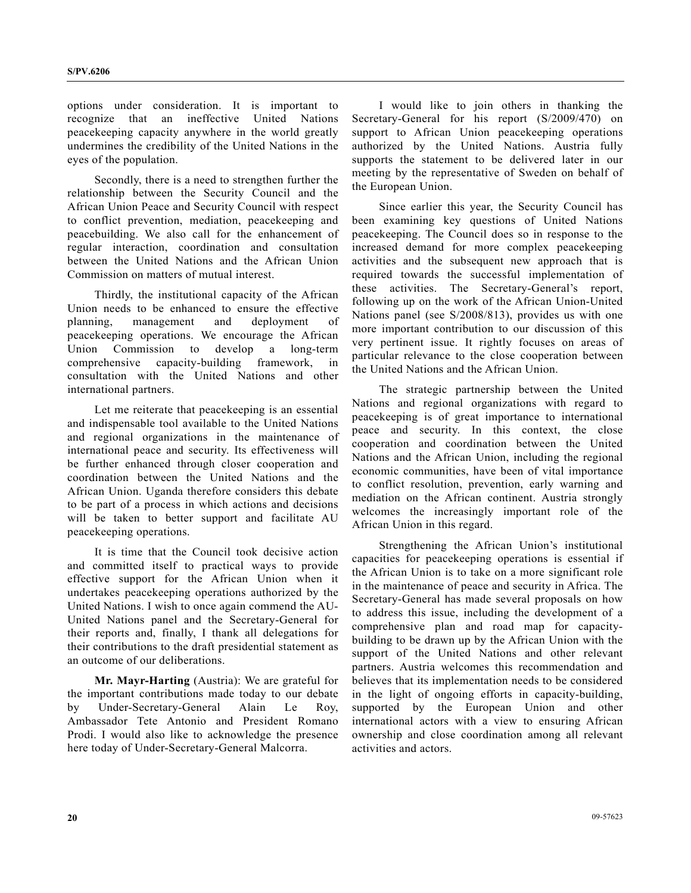options under consideration. It is important to recognize that an ineffective United Nations peacekeeping capacity anywhere in the world greatly undermines the credibility of the United Nations in the eyes of the population.

Secondly, there is a need to strengthen further the relationship between the Security Council and the African Union Peace and Security Council with respect to conflict prevention, mediation, peacekeeping and peacebuilding. We also call for the enhancement of regular interaction, coordination and consultation between the United Nations and the African Union Commission on matters of mutual interest.

Thirdly, the institutional capacity of the African Union needs to be enhanced to ensure the effective planning, management and deployment of peacekeeping operations. We encourage the African Union Commission to develop a long-term comprehensive capacity-building framework, in consultation with the United Nations and other international partners.

Let me reiterate that peacekeeping is an essential and indispensable tool available to the United Nations and regional organizations in the maintenance of international peace and security. Its effectiveness will be further enhanced through closer cooperation and coordination between the United Nations and the African Union. Uganda therefore considers this debate to be part of a process in which actions and decisions will be taken to better support and facilitate AU peacekeeping operations.

It is time that the Council took decisive action and committed itself to practical ways to provide effective support for the African Union when it undertakes peacekeeping operations authorized by the United Nations. I wish to once again commend the AU-United Nations panel and the Secretary-General for their reports and, finally, I thank all delegations for their contributions to the draft presidential statement as an outcome of our deliberations.

**Mr. Mayr-Harting** (Austria): We are grateful for the important contributions made today to our debate by Under-Secretary-General Alain Le Roy, Ambassador Tete Antonio and President Romano Prodi. I would also like to acknowledge the presence here today of Under-Secretary-General Malcorra.

I would like to join others in thanking the Secretary-General for his report (S/2009/470) on support to African Union peacekeeping operations authorized by the United Nations. Austria fully supports the statement to be delivered later in our meeting by the representative of Sweden on behalf of the European Union.

Since earlier this year, the Security Council has been examining key questions of United Nations peacekeeping. The Council does so in response to the increased demand for more complex peacekeeping activities and the subsequent new approach that is required towards the successful implementation of these activities. The Secretary-General's report, following up on the work of the African Union-United Nations panel (see S/2008/813), provides us with one more important contribution to our discussion of this very pertinent issue. It rightly focuses on areas of particular relevance to the close cooperation between the United Nations and the African Union.

The strategic partnership between the United Nations and regional organizations with regard to peacekeeping is of great importance to international peace and security. In this context, the close cooperation and coordination between the United Nations and the African Union, including the regional economic communities, have been of vital importance to conflict resolution, prevention, early warning and mediation on the African continent. Austria strongly welcomes the increasingly important role of the African Union in this regard.

Strengthening the African Union's institutional capacities for peacekeeping operations is essential if the African Union is to take on a more significant role in the maintenance of peace and security in Africa. The Secretary-General has made several proposals on how to address this issue, including the development of a comprehensive plan and road map for capacity-building to be drawn up by the African Union with the support of the United Nations and other relevant partners. Austria welcomes this recommendation and believes that its implementation needs to be considered in the light of ongoing efforts in capacity-building, supported by the European Union and other international actors with a view to ensuring African ownership and close coordination among all relevant activities and actors.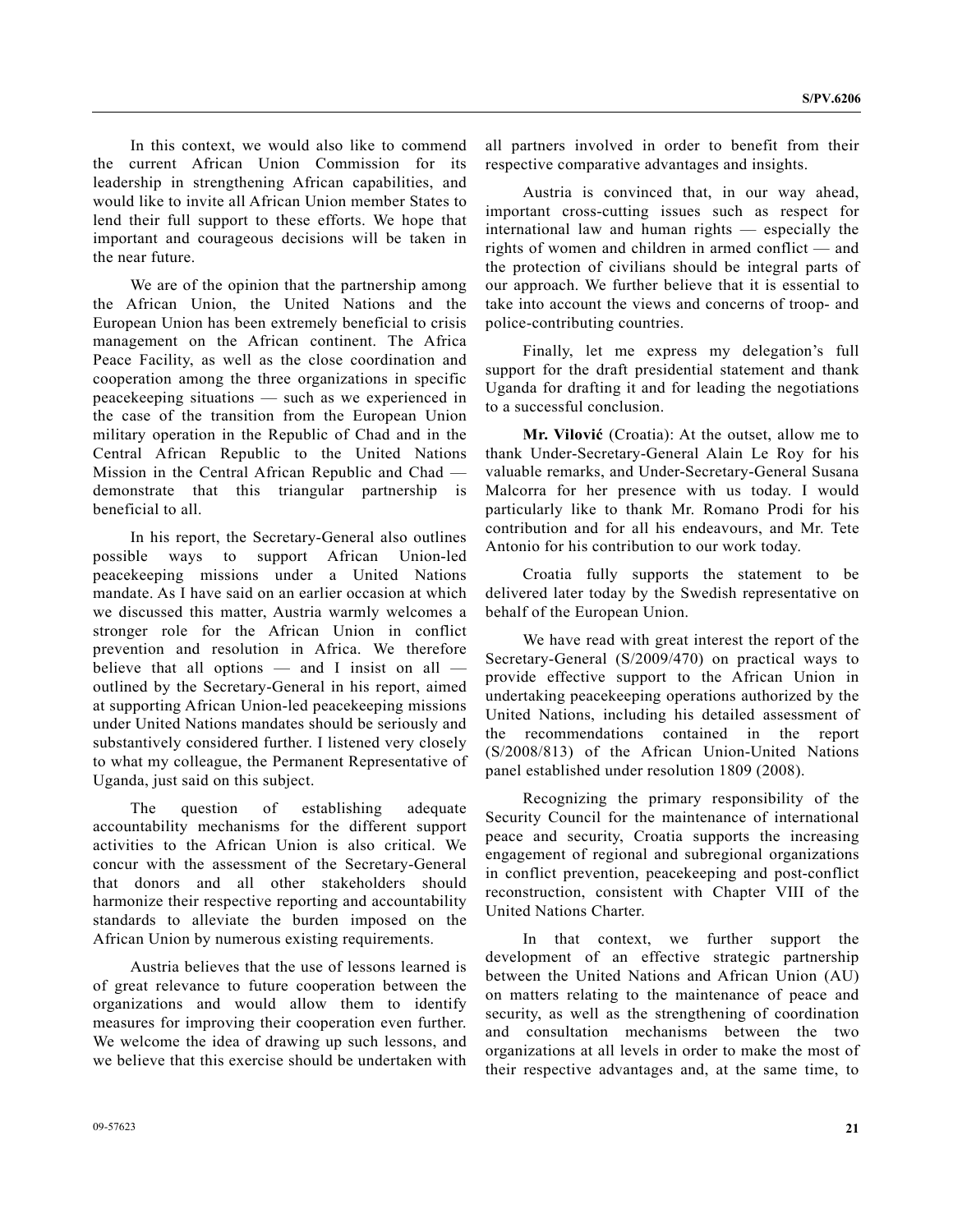In this context, we would also like to commend the current African Union Commission for its leadership in strengthening African capabilities, and would like to invite all African Union member States to lend their full support to these efforts. We hope that important and courageous decisions will be taken in the near future.

We are of the opinion that the partnership among the African Union, the United Nations and the European Union has been extremely beneficial to crisis management on the African continent. The Africa Peace Facility, as well as the close coordination and cooperation among the three organizations in specific peacekeeping situations — such as we experienced in the case of the transition from the European Union military operation in the Republic of Chad and in the Central African Republic to the United Nations Mission in the Central African Republic and Chad — demonstrate that this triangular partnership is beneficial to all.

In his report, the Secretary-General also outlines possible ways to support African Union-led peacekeeping missions under a United Nations mandate. As I have said on an earlier occasion at which we discussed this matter, Austria warmly welcomes a stronger role for the African Union in conflict prevention and resolution in Africa. We therefore believe that all options — and I insist on all — outlined by the Secretary-General in his report, aimed at supporting African Union-led peacekeeping missions under United Nations mandates should be seriously and substantively considered further. I listened very closely to what my colleague, the Permanent Representative of Uganda, just said on this subject.

The question of establishing adequate accountability mechanisms for the different support activities to the African Union is also critical. We concur with the assessment of the Secretary-General that donors and all other stakeholders should harmonize their respective reporting and accountability standards to alleviate the burden imposed on the African Union by numerous existing requirements.

Austria believes that the use of lessons learned is of great relevance to future cooperation between the organizations and would allow them to identify measures for improving their cooperation even further. We welcome the idea of drawing up such lessons, and we believe that this exercise should be undertaken with all partners involved in order to benefit from their respective comparative advantages and insights.

Austria is convinced that, in our way ahead, important cross-cutting issues such as respect for international law and human rights — especially the rights of women and children in armed conflict — and the protection of civilians should be integral parts of our approach. We further believe that it is essential to take into account the views and concerns of troop- and police-contributing countries.

Finally, let me express my delegation's full support for the draft presidential statement and thank Uganda for drafting it and for leading the negotiations to a successful conclusion.

**Mr. Vilović** (Croatia): At the outset, allow me to thank Under-Secretary-General Alain Le Roy for his valuable remarks, and Under-Secretary-General Susana Malcorra for her presence with us today. I would particularly like to thank Mr. Romano Prodi for his contribution and for all his endeavours, and Mr. Tete Antonio for his contribution to our work today.

Croatia fully supports the statement to be delivered later today by the Swedish representative on behalf of the European Union.

We have read with great interest the report of the Secretary-General (S/2009/470) on practical ways to provide effective support to the African Union in undertaking peacekeeping operations authorized by the United Nations, including his detailed assessment of the recommendations contained in the report (S/2008/813) of the African Union-United Nations panel established under resolution 1809 (2008).

Recognizing the primary responsibility of the Security Council for the maintenance of international peace and security, Croatia supports the increasing engagement of regional and subregional organizations in conflict prevention, peacekeeping and post-conflict reconstruction, consistent with Chapter VIII of the United Nations Charter.

In that context, we further support the development of an effective strategic partnership between the United Nations and African Union (AU) on matters relating to the maintenance of peace and security, as well as the strengthening of coordination and consultation mechanisms between the two organizations at all levels in order to make the most of their respective advantages and, at the same time, to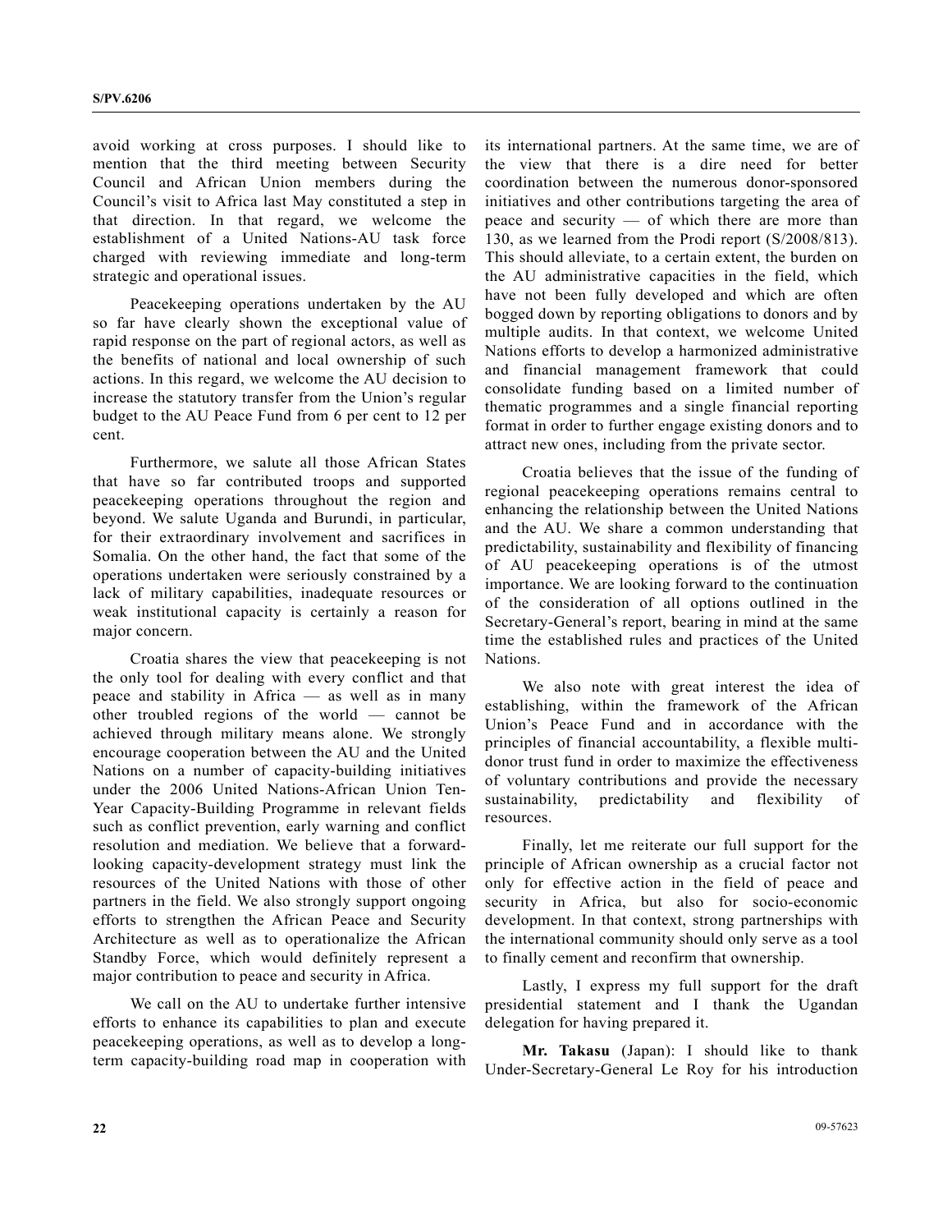avoid working at cross purposes. I should like to mention that the third meeting between Security Council and African Union members during the Council's visit to Africa last May constituted a step in that direction. In that regard, we welcome the establishment of a United Nations-AU task force charged with reviewing immediate and long-term strategic and operational issues.

Peacekeeping operations undertaken by the AU so far have clearly shown the exceptional value of rapid response on the part of regional actors, as well as the benefits of national and local ownership of such actions. In this regard, we welcome the AU decision to increase the statutory transfer from the Union's regular budget to the AU Peace Fund from 6 per cent to 12 per cent.

Furthermore, we salute all those African States that have so far contributed troops and supported peacekeeping operations throughout the region and beyond. We salute Uganda and Burundi, in particular, for their extraordinary involvement and sacrifices in Somalia. On the other hand, the fact that some of the operations undertaken were seriously constrained by a lack of military capabilities, inadequate resources or weak institutional capacity is certainly a reason for major concern.

Croatia shares the view that peacekeeping is not the only tool for dealing with every conflict and that peace and stability in Africa — as well as in many other troubled regions of the world — cannot be achieved through military means alone. We strongly encourage cooperation between the AU and the United Nations on a number of capacity-building initiatives under the 2006 United Nations-African Union Ten-Year Capacity-Building Programme in relevant fields such as conflict prevention, early warning and conflict resolution and mediation. We believe that a forward-looking capacity-development strategy must link the resources of the United Nations with those of other partners in the field. We also strongly support ongoing efforts to strengthen the African Peace and Security Architecture as well as to operationalize the African Standby Force, which would definitely represent a major contribution to peace and security in Africa.

We call on the AU to undertake further intensive efforts to enhance its capabilities to plan and execute peacekeeping operations, as well as to develop a long-term capacity-building road map in cooperation with its international partners. At the same time, we are of the view that there is a dire need for better coordination between the numerous donor-sponsored initiatives and other contributions targeting the area of peace and security — of which there are more than 130, as we learned from the Prodi report (S/2008/813). This should alleviate, to a certain extent, the burden on the AU administrative capacities in the field, which have not been fully developed and which are often bogged down by reporting obligations to donors and by multiple audits. In that context, we welcome United Nations efforts to develop a harmonized administrative and financial management framework that could consolidate funding based on a limited number of thematic programmes and a single financial reporting format in order to further engage existing donors and to attract new ones, including from the private sector.

Croatia believes that the issue of the funding of regional peacekeeping operations remains central to enhancing the relationship between the United Nations and the AU. We share a common understanding that predictability, sustainability and flexibility of financing of AU peacekeeping operations is of the utmost importance. We are looking forward to the continuation of the consideration of all options outlined in the Secretary-General's report, bearing in mind at the same time the established rules and practices of the United Nations.

We also note with great interest the idea of establishing, within the framework of the African Union's Peace Fund and in accordance with the principles of financial accountability, a flexible multi-donor trust fund in order to maximize the effectiveness of voluntary contributions and provide the necessary sustainability, predictability and flexibility of resources.

Finally, let me reiterate our full support for the principle of African ownership as a crucial factor not only for effective action in the field of peace and security in Africa, but also for socio-economic development. In that context, strong partnerships with the international community should only serve as a tool to finally cement and reconfirm that ownership.

Lastly, I express my full support for the draft presidential statement and I thank the Ugandan delegation for having prepared it.

**Mr. Takasu** (Japan): I should like to thank Under-Secretary-General Le Roy for his introduction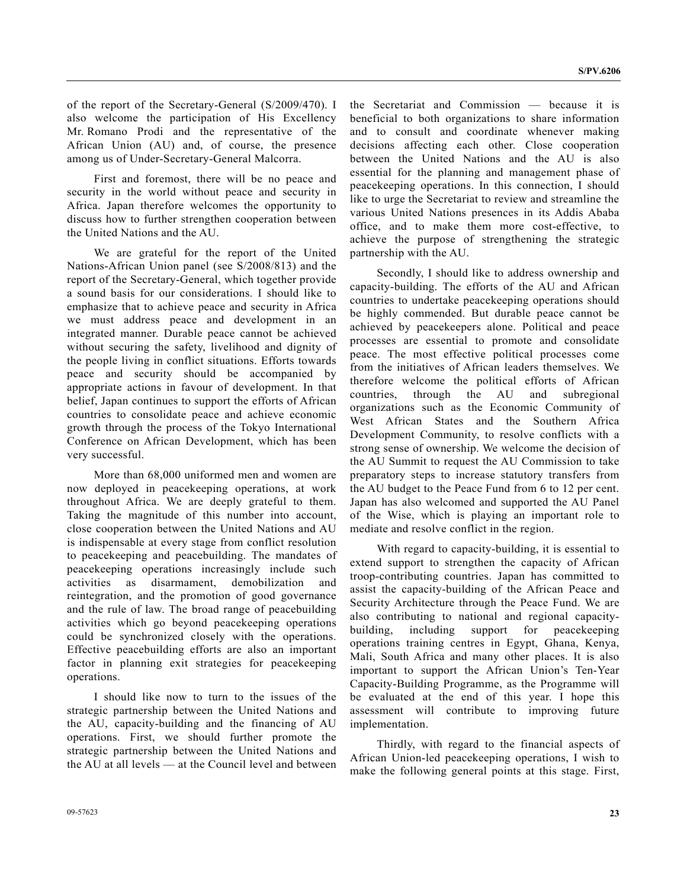of the report of the Secretary-General (S/2009/470). I also welcome the participation of His Excellency Mr. Romano Prodi and the representative of the African Union (AU) and, of course, the presence among us of Under-Secretary-General Malcorra.

First and foremost, there will be no peace and security in the world without peace and security in Africa. Japan therefore welcomes the opportunity to discuss how to further strengthen cooperation between the United Nations and the AU.

We are grateful for the report of the United Nations-African Union panel (see S/2008/813) and the report of the Secretary-General, which together provide a sound basis for our considerations. I should like to emphasize that to achieve peace and security in Africa we must address peace and development in an integrated manner. Durable peace cannot be achieved without securing the safety, livelihood and dignity of the people living in conflict situations. Efforts towards peace and security should be accompanied by appropriate actions in favour of development. In that belief, Japan continues to support the efforts of African countries to consolidate peace and achieve economic growth through the process of the Tokyo International Conference on African Development, which has been very successful.

More than 68,000 uniformed men and women are now deployed in peacekeeping operations, at work throughout Africa. We are deeply grateful to them. Taking the magnitude of this number into account, close cooperation between the United Nations and AU is indispensable at every stage from conflict resolution to peacekeeping and peacebuilding. The mandates of peacekeeping operations increasingly include such activities as disarmament, demobilization and reintegration, and the promotion of good governance and the rule of law. The broad range of peacebuilding activities which go beyond peacekeeping operations could be synchronized closely with the operations. Effective peacebuilding efforts are also an important factor in planning exit strategies for peacekeeping operations.

I should like now to turn to the issues of the strategic partnership between the United Nations and the AU, capacity-building and the financing of AU operations. First, we should further promote the strategic partnership between the United Nations and the AU at all levels — at the Council level and between the Secretariat and Commission — because it is beneficial to both organizations to share information and to consult and coordinate whenever making decisions affecting each other. Close cooperation between the United Nations and the AU is also essential for the planning and management phase of peacekeeping operations. In this connection, I should like to urge the Secretariat to review and streamline the various United Nations presences in its Addis Ababa office, and to make them more cost-effective, to achieve the purpose of strengthening the strategic partnership with the AU.

Secondly, I should like to address ownership and capacity-building. The efforts of the AU and African countries to undertake peacekeeping operations should be highly commended. But durable peace cannot be achieved by peacekeepers alone. Political and peace processes are essential to promote and consolidate peace. The most effective political processes come from the initiatives of African leaders themselves. We therefore welcome the political efforts of African countries, through the AU and subregional organizations such as the Economic Community of West African States and the Southern Africa Development Community, to resolve conflicts with a strong sense of ownership. We welcome the decision of the AU Summit to request the AU Commission to take preparatory steps to increase statutory transfers from the AU budget to the Peace Fund from 6 to 12 per cent. Japan has also welcomed and supported the AU Panel of the Wise, which is playing an important role to mediate and resolve conflict in the region.

With regard to capacity-building, it is essential to extend support to strengthen the capacity of African troop-contributing countries. Japan has committed to assist the capacity-building of the African Peace and Security Architecture through the Peace Fund. We are also contributing to national and regional capacity-building, including support for peacekeeping operations training centres in Egypt, Ghana, Kenya, Mali, South Africa and many other places. It is also important to support the African Union's Ten-Year Capacity-Building Programme, as the Programme will be evaluated at the end of this year. I hope this assessment will contribute to improving future implementation.

Thirdly, with regard to the financial aspects of African Union-led peacekeeping operations, I wish to make the following general points at this stage. First,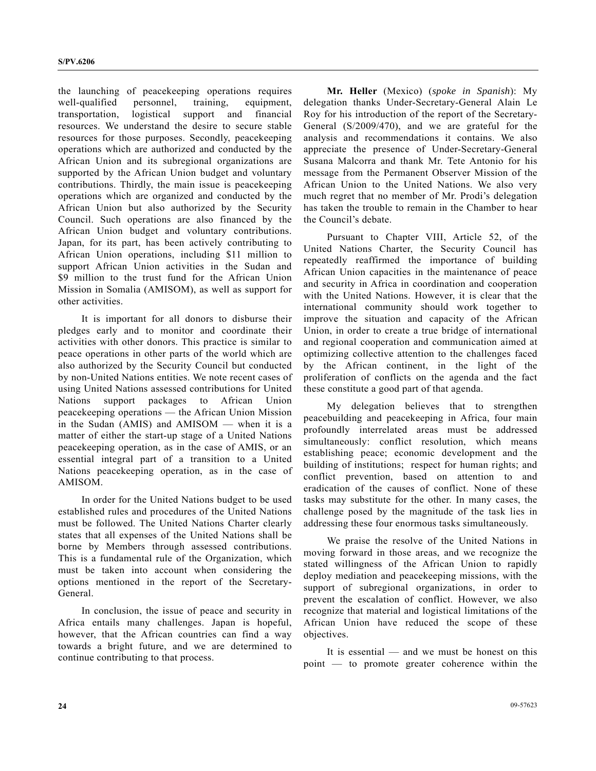the launching of peacekeeping operations requires well-qualified personnel, training, equipment, transportation, logistical support and financial resources. We understand the desire to secure stable resources for those purposes. Secondly, peacekeeping operations which are authorized and conducted by the African Union and its subregional organizations are supported by the African Union budget and voluntary contributions. Thirdly, the main issue is peacekeeping operations which are organized and conducted by the African Union but also authorized by the Security Council. Such operations are also financed by the African Union budget and voluntary contributions. Japan, for its part, has been actively contributing to African Union operations, including \$11 million to support African Union activities in the Sudan and \$9 million to the trust fund for the African Union Mission in Somalia (AMISOM), as well as support for other activities.

It is important for all donors to disburse their pledges early and to monitor and coordinate their activities with other donors. This practice is similar to peace operations in other parts of the world which are also authorized by the Security Council but conducted by non-United Nations entities. We note recent cases of using United Nations assessed contributions for United Nations support packages to African Union peacekeeping operations — the African Union Mission in the Sudan (AMIS) and AMISOM — when it is a matter of either the start-up stage of a United Nations peacekeeping operation, as in the case of AMIS, or an essential integral part of a transition to a United Nations peacekeeping operation, as in the case of AMISOM.

In order for the United Nations budget to be used established rules and procedures of the United Nations must be followed. The United Nations Charter clearly states that all expenses of the United Nations shall be borne by Members through assessed contributions. This is a fundamental rule of the Organization, which must be taken into account when considering the options mentioned in the report of the Secretary-General.

In conclusion, the issue of peace and security in Africa entails many challenges. Japan is hopeful, however, that the African countries can find a way towards a bright future, and we are determined to continue contributing to that process.

**Mr. Heller** (Mexico) (*spoke in Spanish*): My delegation thanks Under-Secretary-General Alain Le Roy for his introduction of the report of the Secretary-General (S/2009/470), and we are grateful for the analysis and recommendations it contains. We also appreciate the presence of Under-Secretary-General Susana Malcorra and thank Mr. Tete Antonio for his message from the Permanent Observer Mission of the African Union to the United Nations. We also very much regret that no member of Mr. Prodi's delegation has taken the trouble to remain in the Chamber to hear the Council's debate.

Pursuant to Chapter VIII, Article 52, of the United Nations Charter, the Security Council has repeatedly reaffirmed the importance of building African Union capacities in the maintenance of peace and security in Africa in coordination and cooperation with the United Nations. However, it is clear that the international community should work together to improve the situation and capacity of the African Union, in order to create a true bridge of international and regional cooperation and communication aimed at optimizing collective attention to the challenges faced by the African continent, in the light of the proliferation of conflicts on the agenda and the fact these constitute a good part of that agenda.

My delegation believes that to strengthen peacebuilding and peacekeeping in Africa, four main profoundly interrelated areas must be addressed simultaneously: conflict resolution, which means establishing peace; economic development and the building of institutions; respect for human rights; and conflict prevention, based on attention to and eradication of the causes of conflict. None of these tasks may substitute for the other. In many cases, the challenge posed by the magnitude of the task lies in addressing these four enormous tasks simultaneously.

We praise the resolve of the United Nations in moving forward in those areas, and we recognize the stated willingness of the African Union to rapidly deploy mediation and peacekeeping missions, with the support of subregional organizations, in order to prevent the escalation of conflict. However, we also recognize that material and logistical limitations of the African Union have reduced the scope of these objectives.

It is essential — and we must be honest on this point — to promote greater coherence within the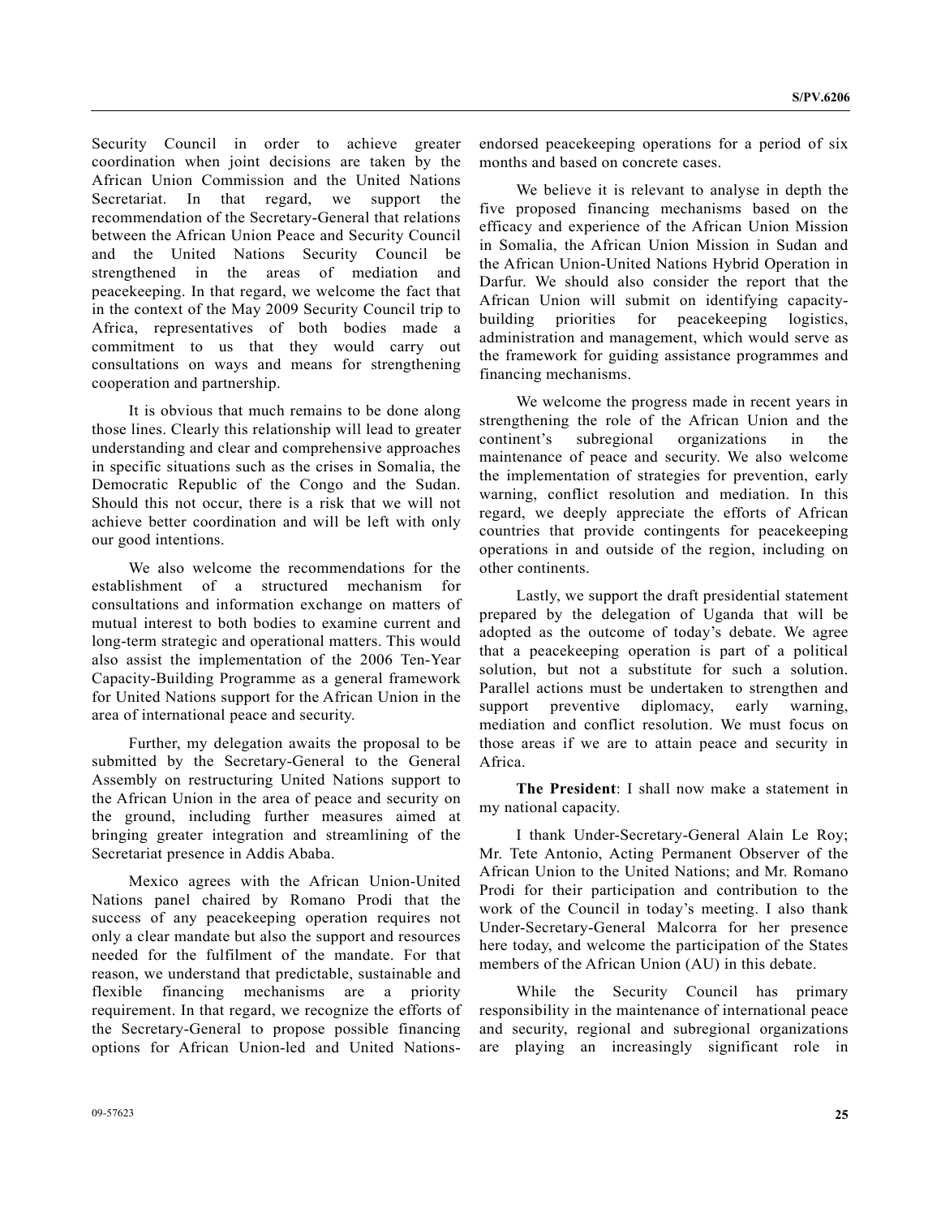Security Council in order to achieve greater coordination when joint decisions are taken by the African Union Commission and the United Nations Secretariat. In that regard, we support the recommendation of the Secretary-General that relations between the African Union Peace and Security Council and the United Nations Security Council be strengthened in the areas of mediation and peacekeeping. In that regard, we welcome the fact that in the context of the May 2009 Security Council trip to Africa, representatives of both bodies made a commitment to us that they would carry out consultations on ways and means for strengthening cooperation and partnership.

It is obvious that much remains to be done along those lines. Clearly this relationship will lead to greater understanding and clear and comprehensive approaches in specific situations such as the crises in Somalia, the Democratic Republic of the Congo and the Sudan. Should this not occur, there is a risk that we will not achieve better coordination and will be left with only our good intentions.

We also welcome the recommendations for the establishment of a structured mechanism for consultations and information exchange on matters of mutual interest to both bodies to examine current and long-term strategic and operational matters. This would also assist the implementation of the 2006 Ten-Year Capacity-Building Programme as a general framework for United Nations support for the African Union in the area of international peace and security.

Further, my delegation awaits the proposal to be submitted by the Secretary-General to the General Assembly on restructuring United Nations support to the African Union in the area of peace and security on the ground, including further measures aimed at bringing greater integration and streamlining of the Secretariat presence in Addis Ababa.

Mexico agrees with the African Union-United Nations panel chaired by Romano Prodi that the success of any peacekeeping operation requires not only a clear mandate but also the support and resources needed for the fulfilment of the mandate. For that reason, we understand that predictable, sustainable and flexible financing mechanisms are a priority requirement. In that regard, we recognize the efforts of the Secretary-General to propose possible financing options for African Union-led and United Nations-endorsed peacekeeping operations for a period of six months and based on concrete cases.

We believe it is relevant to analyse in depth the five proposed financing mechanisms based on the efficacy and experience of the African Union Mission in Somalia, the African Union Mission in Sudan and the African Union-United Nations Hybrid Operation in Darfur. We should also consider the report that the African Union will submit on identifying capacity-building priorities for peacekeeping logistics, administration and management, which would serve as the framework for guiding assistance programmes and financing mechanisms.

We welcome the progress made in recent years in strengthening the role of the African Union and the continent's subregional organizations in the maintenance of peace and security. We also welcome the implementation of strategies for prevention, early warning, conflict resolution and mediation. In this regard, we deeply appreciate the efforts of African countries that provide contingents for peacekeeping operations in and outside of the region, including on other continents.

Lastly, we support the draft presidential statement prepared by the delegation of Uganda that will be adopted as the outcome of today's debate. We agree that a peacekeeping operation is part of a political solution, but not a substitute for such a solution. Parallel actions must be undertaken to strengthen and support preventive diplomacy, early warning, mediation and conflict resolution. We must focus on those areas if we are to attain peace and security in Africa.

**The President**: I shall now make a statement in my national capacity.

I thank Under-Secretary-General Alain Le Roy; Mr. Tete Antonio, Acting Permanent Observer of the African Union to the United Nations; and Mr. Romano Prodi for their participation and contribution to the work of the Council in today's meeting. I also thank Under-Secretary-General Malcorra for her presence here today, and welcome the participation of the States members of the African Union (AU) in this debate.

While the Security Council has primary responsibility in the maintenance of international peace and security, regional and subregional organizations are playing an increasingly significant role in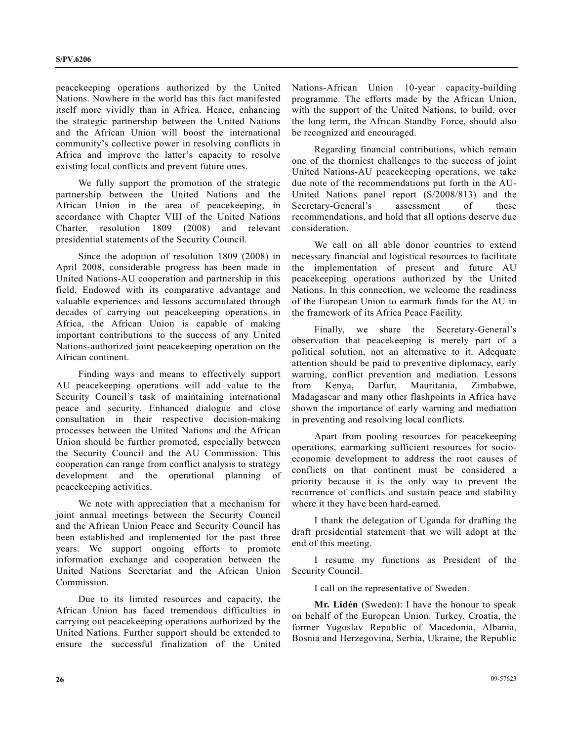peacekeeping operations authorized by the United Nations. Nowhere in the world has this fact manifested itself more vividly than in Africa. Hence, enhancing the strategic partnership between the United Nations and the African Union will boost the international community's collective power in resolving conflicts in Africa and improve the latter's capacity to resolve existing local conflicts and prevent future ones.

We fully support the promotion of the strategic partnership between the United Nations and the African Union in the area of peacekeeping, in accordance with Chapter VIII of the United Nations Charter, resolution 1809 (2008) and relevant presidential statements of the Security Council.

Since the adoption of resolution 1809 (2008) in April 2008, considerable progress has been made in United Nations-AU cooperation and partnership in this field. Endowed with its comparative advantage and valuable experiences and lessons accumulated through decades of carrying out peacekeeping operations in Africa, the African Union is capable of making important contributions to the success of any United Nations-authorized joint peacekeeping operation on the African continent.

Finding ways and means to effectively support AU peacekeeping operations will add value to the Security Council's task of maintaining international peace and security. Enhanced dialogue and close consultation in their respective decision-making processes between the United Nations and the African Union should be further promoted, especially between the Security Council and the AU Commission. This cooperation can range from conflict analysis to strategy development and the operational planning of peacekeeping activities.

We note with appreciation that a mechanism for joint annual meetings between the Security Council and the African Union Peace and Security Council has been established and implemented for the past three years. We support ongoing efforts to promote information exchange and cooperation between the United Nations Secretariat and the African Union Commission.

Due to its limited resources and capacity, the African Union has faced tremendous difficulties in carrying out peacekeeping operations authorized by the United Nations. Further support should be extended to ensure the successful finalization of the United Nations-African Union 10-year capacity-building programme. The efforts made by the African Union, with the support of the United Nations, to build, over the long term, the African Standby Force, should also be recognized and encouraged.

Regarding financial contributions, which remain one of the thorniest challenges to the success of joint United Nations-AU peacekeeping operations, we take due note of the recommendations put forth in the AU-United Nations panel report (S/2008/813) and the Secretary-General's assessment of these recommendations, and hold that all options deserve due consideration.

We call on all able donor countries to extend necessary financial and logistical resources to facilitate the implementation of present and future AU peacekeeping operations authorized by the United Nations. In this connection, we welcome the readiness of the European Union to earmark funds for the AU in the framework of its Africa Peace Facility.

Finally, we share the Secretary-General's observation that peacekeeping is merely part of a political solution, not an alternative to it. Adequate attention should be paid to preventive diplomacy, early warning, conflict prevention and mediation. Lessons from Kenya, Darfur, Mauritania, Zimbabwe, Madagascar and many other flashpoints in Africa have shown the importance of early warning and mediation in preventing and resolving local conflicts.

Apart from pooling resources for peacekeeping operations, earmarking sufficient resources for socio-economic development to address the root causes of conflicts on that continent must be considered a priority because it is the only way to prevent the recurrence of conflicts and sustain peace and stability where it they have been hard-earned.

I thank the delegation of Uganda for drafting the draft presidential statement that we will adopt at the end of this meeting.

I resume my functions as President of the Security Council.

I call on the representative of Sweden.

**Mr. Lidén** (Sweden): I have the honour to speak on behalf of the European Union. Turkey, Croatia, the former Yugoslav Republic of Macedonia, Albania, Bosnia and Herzegovina, Serbia, Ukraine, the Republic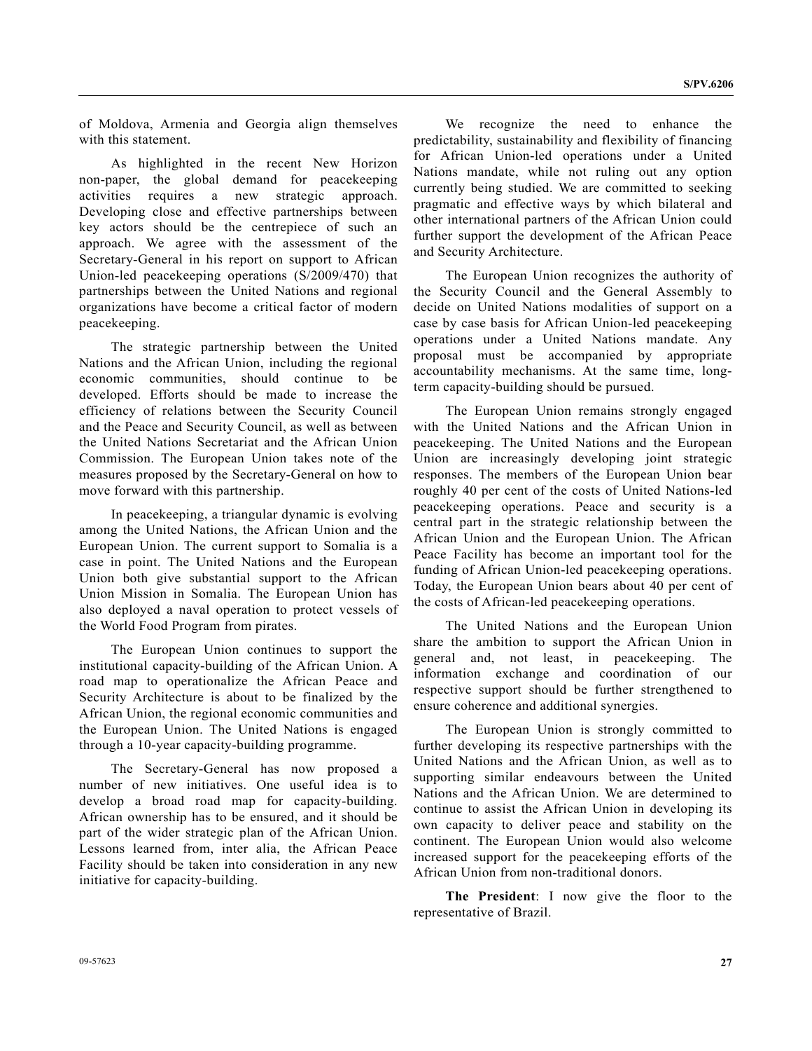of Moldova, Armenia and Georgia align themselves with this statement.

As highlighted in the recent New Horizon non-paper, the global demand for peacekeeping activities requires a new strategic approach. Developing close and effective partnerships between key actors should be the centrepiece of such an approach. We agree with the assessment of the Secretary-General in his report on support to African Union-led peacekeeping operations (S/2009/470) that partnerships between the United Nations and regional organizations have become a critical factor of modern peacekeeping.

The strategic partnership between the United Nations and the African Union, including the regional economic communities, should continue to be developed. Efforts should be made to increase the efficiency of relations between the Security Council and the Peace and Security Council, as well as between the United Nations Secretariat and the African Union Commission. The European Union takes note of the measures proposed by the Secretary-General on how to move forward with this partnership.

In peacekeeping, a triangular dynamic is evolving among the United Nations, the African Union and the European Union. The current support to Somalia is a case in point. The United Nations and the European Union both give substantial support to the African Union Mission in Somalia. The European Union has also deployed a naval operation to protect vessels of the World Food Program from pirates.

The European Union continues to support the institutional capacity-building of the African Union. A road map to operationalize the African Peace and Security Architecture is about to be finalized by the African Union, the regional economic communities and the European Union. The United Nations is engaged through a 10-year capacity-building programme.

The Secretary-General has now proposed a number of new initiatives. One useful idea is to develop a broad road map for capacity-building. African ownership has to be ensured, and it should be part of the wider strategic plan of the African Union. Lessons learned from, inter alia, the African Peace Facility should be taken into consideration in any new initiative for capacity-building.

We recognize the need to enhance the predictability, sustainability and flexibility of financing for African Union-led operations under a United Nations mandate, while not ruling out any option currently being studied. We are committed to seeking pragmatic and effective ways by which bilateral and other international partners of the African Union could further support the development of the African Peace and Security Architecture.

The European Union recognizes the authority of the Security Council and the General Assembly to decide on United Nations modalities of support on a case by case basis for African Union-led peacekeeping operations under a United Nations mandate. Any proposal must be accompanied by appropriate accountability mechanisms. At the same time, long-term capacity-building should be pursued.

The European Union remains strongly engaged with the United Nations and the African Union in peacekeeping. The United Nations and the European Union are increasingly developing joint strategic responses. The members of the European Union bear roughly 40 per cent of the costs of United Nations-led peacekeeping operations. Peace and security is a central part in the strategic relationship between the African Union and the European Union. The African Peace Facility has become an important tool for the funding of African Union-led peacekeeping operations. Today, the European Union bears about 40 per cent of the costs of African-led peacekeeping operations.

The United Nations and the European Union share the ambition to support the African Union in general and, not least, in peacekeeping. The information exchange and coordination of our respective support should be further strengthened to ensure coherence and additional synergies.

The European Union is strongly committed to further developing its respective partnerships with the United Nations and the African Union, as well as to supporting similar endeavours between the United Nations and the African Union. We are determined to continue to assist the African Union in developing its own capacity to deliver peace and stability on the continent. The European Union would also welcome increased support for the peacekeeping efforts of the African Union from non-traditional donors.

**The President**: I now give the floor to the representative of Brazil.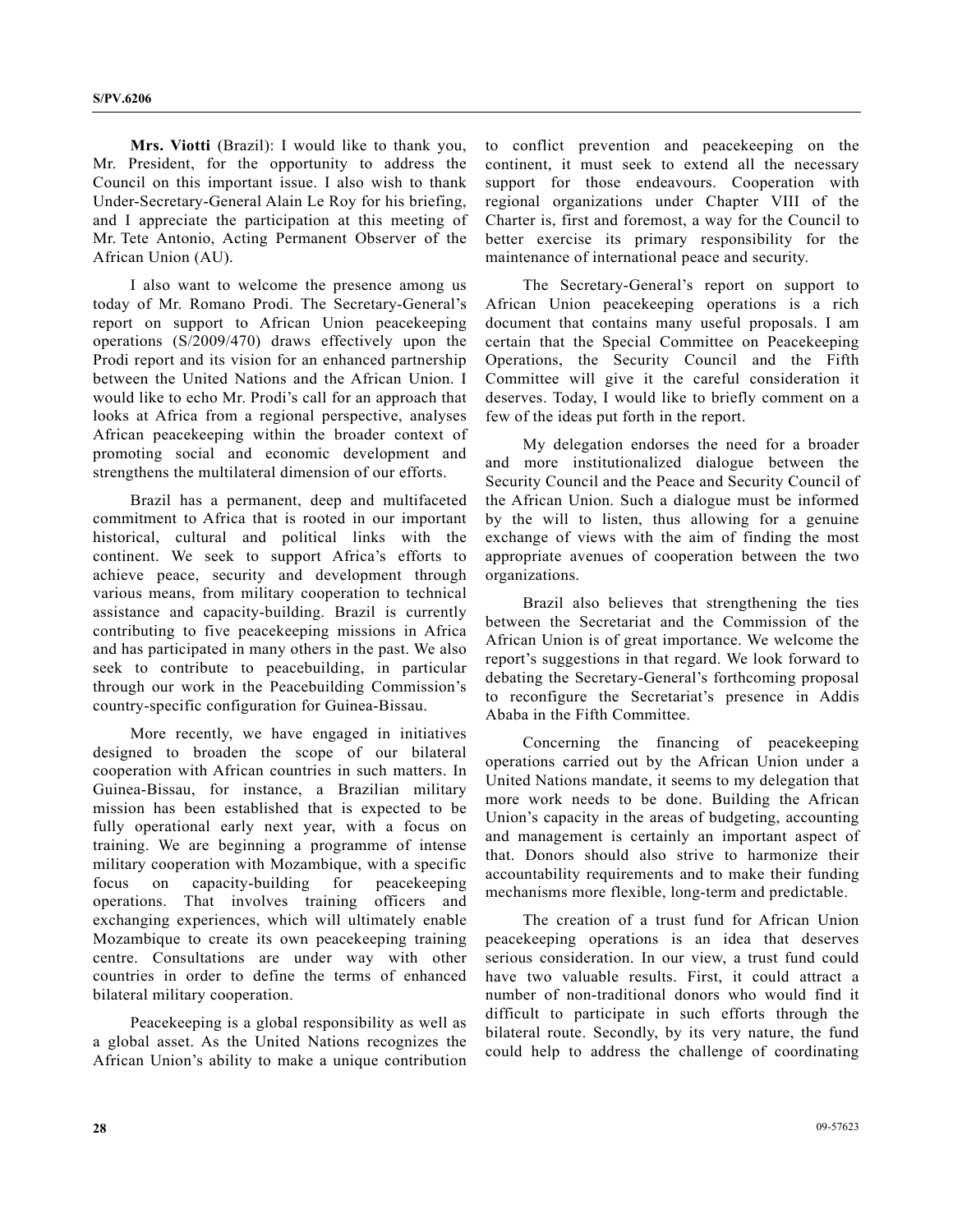**Mrs. Viotti** (Brazil): I would like to thank you, Mr. President, for the opportunity to address the Council on this important issue. I also wish to thank Under-Secretary-General Alain Le Roy for his briefing, and I appreciate the participation at this meeting of Mr. Tete Antonio, Acting Permanent Observer of the African Union (AU).

I also want to welcome the presence among us today of Mr. Romano Prodi. The Secretary-General's report on support to African Union peacekeeping operations (S/2009/470) draws effectively upon the Prodi report and its vision for an enhanced partnership between the United Nations and the African Union. I would like to echo Mr. Prodi's call for an approach that looks at Africa from a regional perspective, analyses African peacekeeping within the broader context of promoting social and economic development and strengthens the multilateral dimension of our efforts.

Brazil has a permanent, deep and multifaceted commitment to Africa that is rooted in our important historical, cultural and political links with the continent. We seek to support Africa's efforts to achieve peace, security and development through various means, from military cooperation to technical assistance and capacity-building. Brazil is currently contributing to five peacekeeping missions in Africa and has participated in many others in the past. We also seek to contribute to peacebuilding, in particular through our work in the Peacebuilding Commission's country-specific configuration for Guinea-Bissau.

More recently, we have engaged in initiatives designed to broaden the scope of our bilateral cooperation with African countries in such matters. In Guinea-Bissau, for instance, a Brazilian military mission has been established that is expected to be fully operational early next year, with a focus on training. We are beginning a programme of intense military cooperation with Mozambique, with a specific focus on capacity-building for peacekeeping operations. That involves training officers and exchanging experiences, which will ultimately enable Mozambique to create its own peacekeeping training centre. Consultations are under way with other countries in order to define the terms of enhanced bilateral military cooperation.

Peacekeeping is a global responsibility as well as a global asset. As the United Nations recognizes the African Union's ability to make a unique contribution to conflict prevention and peacekeeping on the continent, it must seek to extend all the necessary support for those endeavours. Cooperation with regional organizations under Chapter VIII of the Charter is, first and foremost, a way for the Council to better exercise its primary responsibility for the maintenance of international peace and security.

The Secretary-General's report on support to African Union peacekeeping operations is a rich document that contains many useful proposals. I am certain that the Special Committee on Peacekeeping Operations, the Security Council and the Fifth Committee will give it the careful consideration it deserves. Today, I would like to briefly comment on a few of the ideas put forth in the report.

My delegation endorses the need for a broader and more institutionalized dialogue between the Security Council and the Peace and Security Council of the African Union. Such a dialogue must be informed by the will to listen, thus allowing for a genuine exchange of views with the aim of finding the most appropriate avenues of cooperation between the two organizations.

Brazil also believes that strengthening the ties between the Secretariat and the Commission of the African Union is of great importance. We welcome the report's suggestions in that regard. We look forward to debating the Secretary-General's forthcoming proposal to reconfigure the Secretariat's presence in Addis Ababa in the Fifth Committee.

Concerning the financing of peacekeeping operations carried out by the African Union under a United Nations mandate, it seems to my delegation that more work needs to be done. Building the African Union's capacity in the areas of budgeting, accounting and management is certainly an important aspect of that. Donors should also strive to harmonize their accountability requirements and to make their funding mechanisms more flexible, long-term and predictable.

The creation of a trust fund for African Union peacekeeping operations is an idea that deserves serious consideration. In our view, a trust fund could have two valuable results. First, it could attract a number of non-traditional donors who would find it difficult to participate in such efforts through the bilateral route. Secondly, by its very nature, the fund could help to address the challenge of coordinating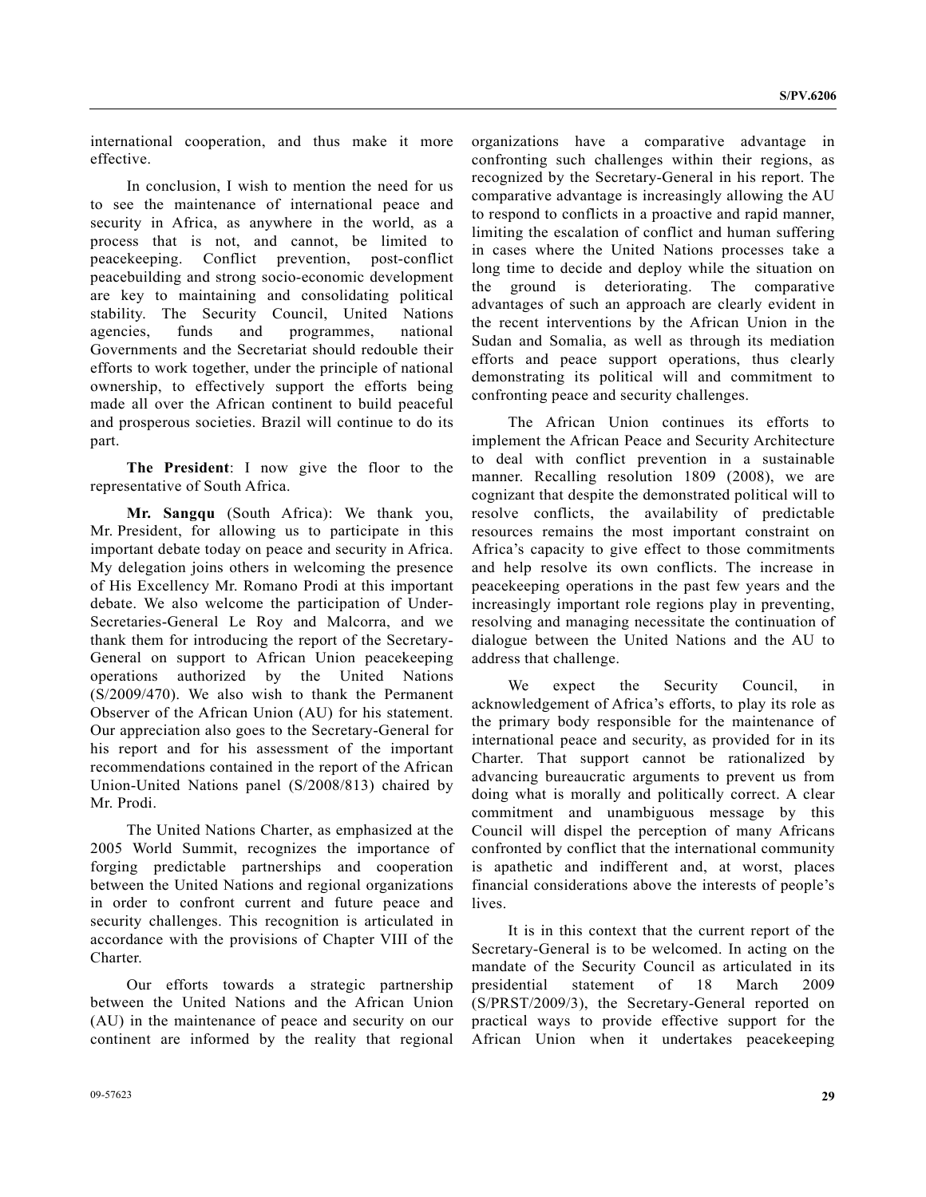international cooperation, and thus make it more effective.

In conclusion, I wish to mention the need for us to see the maintenance of international peace and security in Africa, as anywhere in the world, as a process that is not, and cannot, be limited to peacekeeping. Conflict prevention, post-conflict peacebuilding and strong socio-economic development are key to maintaining and consolidating political stability. The Security Council, United Nations agencies, funds and programmes, national Governments and the Secretariat should redouble their efforts to work together, under the principle of national ownership, to effectively support the efforts being made all over the African continent to build peaceful and prosperous societies. Brazil will continue to do its part.

**The President**: I now give the floor to the representative of South Africa.

**Mr. Sangqu** (South Africa): We thank you, Mr. President, for allowing us to participate in this important debate today on peace and security in Africa. My delegation joins others in welcoming the presence of His Excellency Mr. Romano Prodi at this important debate. We also welcome the participation of Under-Secretaries-General Le Roy and Malcorra, and we thank them for introducing the report of the Secretary-General on support to African Union peacekeeping operations authorized by the United Nations (S/2009/470). We also wish to thank the Permanent Observer of the African Union (AU) for his statement. Our appreciation also goes to the Secretary-General for his report and for his assessment of the important recommendations contained in the report of the African Union-United Nations panel (S/2008/813) chaired by Mr. Prodi.

The United Nations Charter, as emphasized at the 2005 World Summit, recognizes the importance of forging predictable partnerships and cooperation between the United Nations and regional organizations in order to confront current and future peace and security challenges. This recognition is articulated in accordance with the provisions of Chapter VIII of the Charter.

Our efforts towards a strategic partnership between the United Nations and the African Union (AU) in the maintenance of peace and security on our continent are informed by the reality that regional organizations have a comparative advantage in confronting such challenges within their regions, as recognized by the Secretary-General in his report. The comparative advantage is increasingly allowing the AU to respond to conflicts in a proactive and rapid manner, limiting the escalation of conflict and human suffering in cases where the United Nations processes take a long time to decide and deploy while the situation on the ground is deteriorating. The comparative advantages of such an approach are clearly evident in the recent interventions by the African Union in the Sudan and Somalia, as well as through its mediation efforts and peace support operations, thus clearly demonstrating its political will and commitment to confronting peace and security challenges.

The African Union continues its efforts to implement the African Peace and Security Architecture to deal with conflict prevention in a sustainable manner. Recalling resolution 1809 (2008), we are cognizant that despite the demonstrated political will to resolve conflicts, the availability of predictable resources remains the most important constraint on Africa's capacity to give effect to those commitments and help resolve its own conflicts. The increase in peacekeeping operations in the past few years and the increasingly important role regions play in preventing, resolving and managing necessitate the continuation of dialogue between the United Nations and the AU to address that challenge.

We expect the Security Council, in acknowledgement of Africa's efforts, to play its role as the primary body responsible for the maintenance of international peace and security, as provided for in its Charter. That support cannot be rationalized by advancing bureaucratic arguments to prevent us from doing what is morally and politically correct. A clear commitment and unambiguous message by this Council will dispel the perception of many Africans confronted by conflict that the international community is apathetic and indifferent and, at worst, places financial considerations above the interests of people's lives.

It is in this context that the current report of the Secretary-General is to be welcomed. In acting on the mandate of the Security Council as articulated in its presidential statement of 18 March 2009 (S/PRST/2009/3), the Secretary-General reported on practical ways to provide effective support for the African Union when it undertakes peacekeeping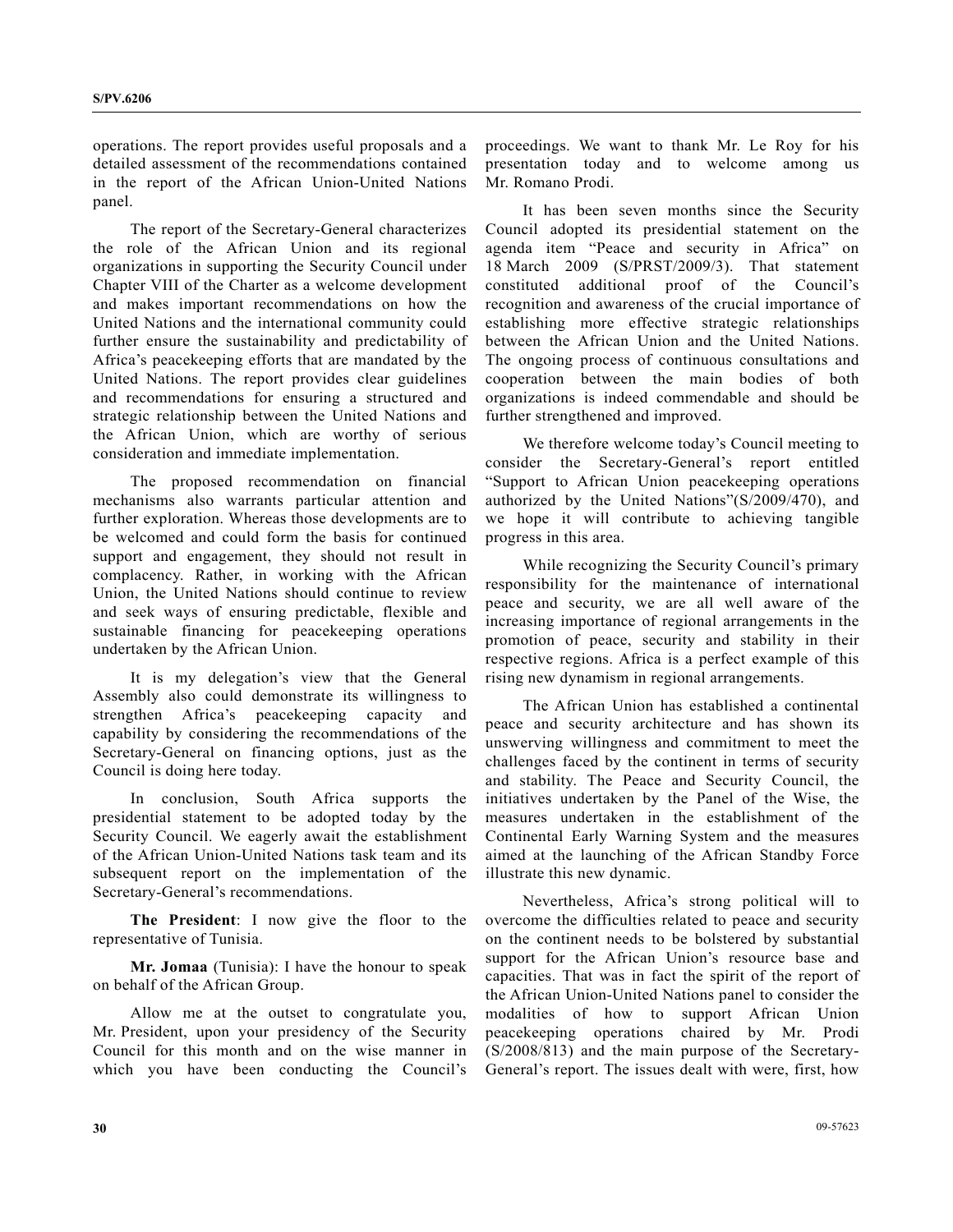operations. The report provides useful proposals and a detailed assessment of the recommendations contained in the report of the African Union-United Nations panel.

The report of the Secretary-General characterizes the role of the African Union and its regional organizations in supporting the Security Council under Chapter VIII of the Charter as a welcome development and makes important recommendations on how the United Nations and the international community could further ensure the sustainability and predictability of Africa's peacekeeping efforts that are mandated by the United Nations. The report provides clear guidelines and recommendations for ensuring a structured and strategic relationship between the United Nations and the African Union, which are worthy of serious consideration and immediate implementation.

The proposed recommendation on financial mechanisms also warrants particular attention and further exploration. Whereas those developments are to be welcomed and could form the basis for continued support and engagement, they should not result in complacency. Rather, in working with the African Union, the United Nations should continue to review and seek ways of ensuring predictable, flexible and sustainable financing for peacekeeping operations undertaken by the African Union.

It is my delegation's view that the General Assembly also could demonstrate its willingness to strengthen Africa's peacekeeping capacity and capability by considering the recommendations of the Secretary-General on financing options, just as the Council is doing here today.

In conclusion, South Africa supports the presidential statement to be adopted today by the Security Council. We eagerly await the establishment of the African Union-United Nations task team and its subsequent report on the implementation of the Secretary-General's recommendations.

**The President**: I now give the floor to the representative of Tunisia.

**Mr. Jomaa** (Tunisia): I have the honour to speak on behalf of the African Group.

Allow me at the outset to congratulate you, Mr. President, upon your presidency of the Security Council for this month and on the wise manner in which you have been conducting the Council's proceedings. We want to thank Mr. Le Roy for his presentation today and to welcome among us Mr. Romano Prodi.

It has been seven months since the Security Council adopted its presidential statement on the agenda item "Peace and security in Africa" on 18 March 2009 (S/PRST/2009/3). That statement constituted additional proof of the Council's recognition and awareness of the crucial importance of establishing more effective strategic relationships between the African Union and the United Nations. The ongoing process of continuous consultations and cooperation between the main bodies of both organizations is indeed commendable and should be further strengthened and improved.

We therefore welcome today's Council meeting to consider the Secretary-General's report entitled "Support to African Union peacekeeping operations authorized by the United Nations"(S/2009/470), and we hope it will contribute to achieving tangible progress in this area.

While recognizing the Security Council's primary responsibility for the maintenance of international peace and security, we are all well aware of the increasing importance of regional arrangements in the promotion of peace, security and stability in their respective regions. Africa is a perfect example of this rising new dynamism in regional arrangements.

The African Union has established a continental peace and security architecture and has shown its unswerving willingness and commitment to meet the challenges faced by the continent in terms of security and stability. The Peace and Security Council, the initiatives undertaken by the Panel of the Wise, the measures undertaken in the establishment of the Continental Early Warning System and the measures aimed at the launching of the African Standby Force illustrate this new dynamic.

Nevertheless, Africa's strong political will to overcome the difficulties related to peace and security on the continent needs to be bolstered by substantial support for the African Union's resource base and capacities. That was in fact the spirit of the report of the African Union-United Nations panel to consider the modalities of how to support African Union peacekeeping operations chaired by Mr. Prodi (S/2008/813) and the main purpose of the Secretary-General's report. The issues dealt with were, first, how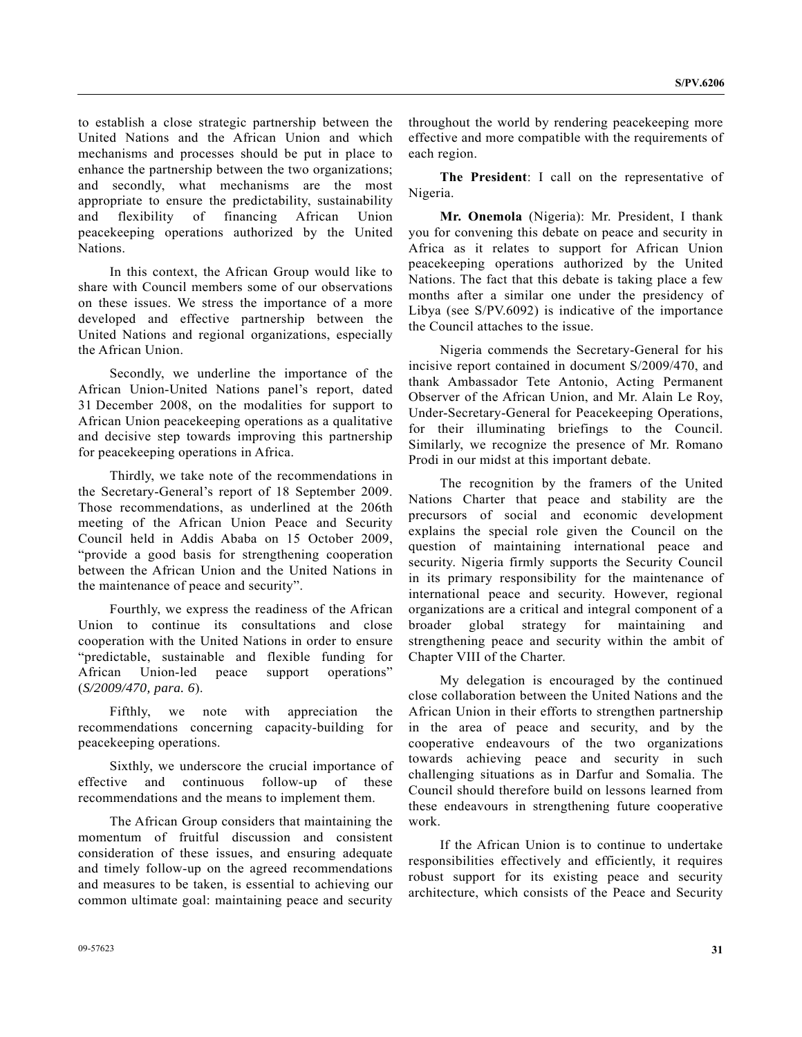to establish a close strategic partnership between the United Nations and the African Union and which mechanisms and processes should be put in place to enhance the partnership between the two organizations; and secondly, what mechanisms are the most appropriate to ensure the predictability, sustainability and flexibility of financing African Union peacekeeping operations authorized by the United Nations.

In this context, the African Group would like to share with Council members some of our observations on these issues. We stress the importance of a more developed and effective partnership between the United Nations and regional organizations, especially the African Union.

Secondly, we underline the importance of the African Union-United Nations panel's report, dated 31 December 2008, on the modalities for support to African Union peacekeeping operations as a qualitative and decisive step towards improving this partnership for peacekeeping operations in Africa.

Thirdly, we take note of the recommendations in the Secretary-General's report of 18 September 2009. Those recommendations, as underlined at the 206th meeting of the African Union Peace and Security Council held in Addis Ababa on 15 October 2009, "provide a good basis for strengthening cooperation between the African Union and the United Nations in the maintenance of peace and security".

Fourthly, we express the readiness of the African Union to continue its consultations and close cooperation with the United Nations in order to ensure "predictable, sustainable and flexible funding for African Union-led peace support operations" (*S/2009/470, para. 6*).

Fifthly, we note with appreciation the recommendations concerning capacity-building for peacekeeping operations.

Sixthly, we underscore the crucial importance of effective and continuous follow-up of these recommendations and the means to implement them.

The African Group considers that maintaining the momentum of fruitful discussion and consistent consideration of these issues, and ensuring adequate and timely follow-up on the agreed recommendations and measures to be taken, is essential to achieving our common ultimate goal: maintaining peace and security throughout the world by rendering peacekeeping more effective and more compatible with the requirements of each region.

**The President**: I call on the representative of Nigeria.

**Mr. Onemola** (Nigeria): Mr. President, I thank you for convening this debate on peace and security in Africa as it relates to support for African Union peacekeeping operations authorized by the United Nations. The fact that this debate is taking place a few months after a similar one under the presidency of Libya (see S/PV.6092) is indicative of the importance the Council attaches to the issue.

Nigeria commends the Secretary-General for his incisive report contained in document S/2009/470, and thank Ambassador Tete Antonio, Acting Permanent Observer of the African Union, and Mr. Alain Le Roy, Under-Secretary-General for Peacekeeping Operations, for their illuminating briefings to the Council. Similarly, we recognize the presence of Mr. Romano Prodi in our midst at this important debate.

The recognition by the framers of the United Nations Charter that peace and stability are the precursors of social and economic development explains the special role given the Council on the question of maintaining international peace and security. Nigeria firmly supports the Security Council in its primary responsibility for the maintenance of international peace and security. However, regional organizations are a critical and integral component of a broader global strategy for maintaining and strengthening peace and security within the ambit of Chapter VIII of the Charter.

My delegation is encouraged by the continued close collaboration between the United Nations and the African Union in their efforts to strengthen partnership in the area of peace and security, and by the cooperative endeavours of the two organizations towards achieving peace and security in such challenging situations as in Darfur and Somalia. The Council should therefore build on lessons learned from these endeavours in strengthening future cooperative work.

If the African Union is to continue to undertake responsibilities effectively and efficiently, it requires robust support for its existing peace and security architecture, which consists of the Peace and Security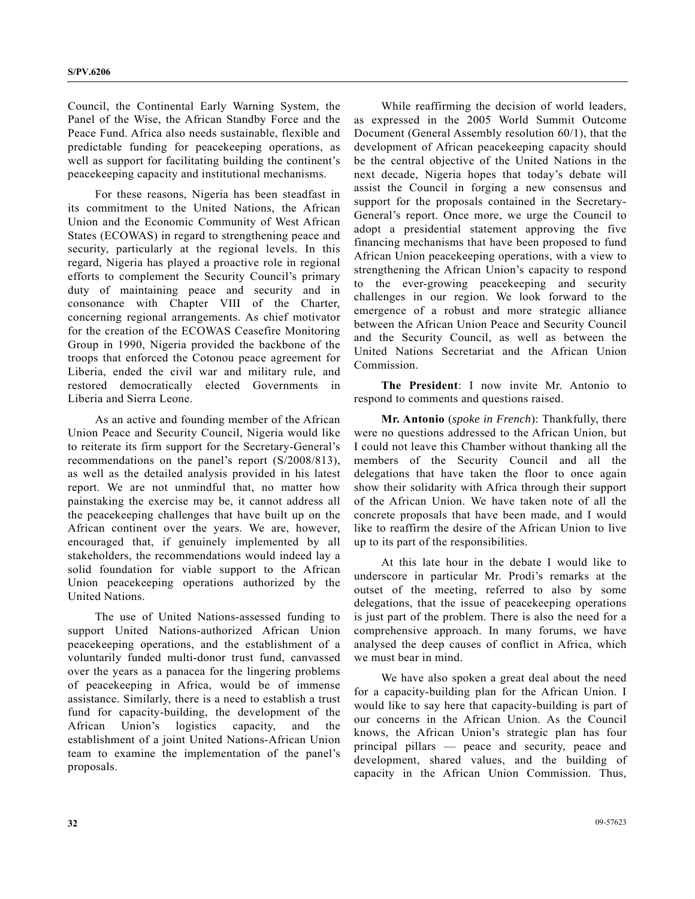Council, the Continental Early Warning System, the Panel of the Wise, the African Standby Force and the Peace Fund. Africa also needs sustainable, flexible and predictable funding for peacekeeping operations, as well as support for facilitating building the continent's peacekeeping capacity and institutional mechanisms.

For these reasons, Nigeria has been steadfast in its commitment to the United Nations, the African Union and the Economic Community of West African States (ECOWAS) in regard to strengthening peace and security, particularly at the regional levels. In this regard, Nigeria has played a proactive role in regional efforts to complement the Security Council's primary duty of maintaining peace and security and in consonance with Chapter VIII of the Charter, concerning regional arrangements. As chief motivator for the creation of the ECOWAS Ceasefire Monitoring Group in 1990, Nigeria provided the backbone of the troops that enforced the Cotonou peace agreement for Liberia, ended the civil war and military rule, and restored democratically elected Governments in Liberia and Sierra Leone.

As an active and founding member of the African Union Peace and Security Council, Nigeria would like to reiterate its firm support for the Secretary-General's recommendations on the panel's report (S/2008/813), as well as the detailed analysis provided in his latest report. We are not unmindful that, no matter how painstaking the exercise may be, it cannot address all the peacekeeping challenges that have built up on the African continent over the years. We are, however, encouraged that, if genuinely implemented by all stakeholders, the recommendations would indeed lay a solid foundation for viable support to the African Union peacekeeping operations authorized by the United Nations.

The use of United Nations-assessed funding to support United Nations-authorized African Union peacekeeping operations, and the establishment of a voluntarily funded multi-donor trust fund, canvassed over the years as a panacea for the lingering problems of peacekeeping in Africa, would be of immense assistance. Similarly, there is a need to establish a trust fund for capacity-building, the development of the African Union's logistics capacity, and the establishment of a joint United Nations-African Union team to examine the implementation of the panel's proposals.

While reaffirming the decision of world leaders, as expressed in the 2005 World Summit Outcome Document (General Assembly resolution 60/1), that the development of African peacekeeping capacity should be the central objective of the United Nations in the next decade, Nigeria hopes that today's debate will assist the Council in forging a new consensus and support for the proposals contained in the Secretary-General's report. Once more, we urge the Council to adopt a presidential statement approving the five financing mechanisms that have been proposed to fund African Union peacekeeping operations, with a view to strengthening the African Union's capacity to respond to the ever-growing peacekeeping and security challenges in our region. We look forward to the emergence of a robust and more strategic alliance between the African Union Peace and Security Council and the Security Council, as well as between the United Nations Secretariat and the African Union Commission.

**The President**: I now invite Mr. Antonio to respond to comments and questions raised.

**Mr. Antonio** (*spoke in French*): Thankfully, there were no questions addressed to the African Union, but I could not leave this Chamber without thanking all the members of the Security Council and all the delegations that have taken the floor to once again show their solidarity with Africa through their support of the African Union. We have taken note of all the concrete proposals that have been made, and I would like to reaffirm the desire of the African Union to live up to its part of the responsibilities.

At this late hour in the debate I would like to underscore in particular Mr. Prodi's remarks at the outset of the meeting, referred to also by some delegations, that the issue of peacekeeping operations is just part of the problem. There is also the need for a comprehensive approach. In many forums, we have analysed the deep causes of conflict in Africa, which we must bear in mind.

We have also spoken a great deal about the need for a capacity-building plan for the African Union. I would like to say here that capacity-building is part of our concerns in the African Union. As the Council knows, the African Union's strategic plan has four principal pillars — peace and security, peace and development, shared values, and the building of capacity in the African Union Commission. Thus,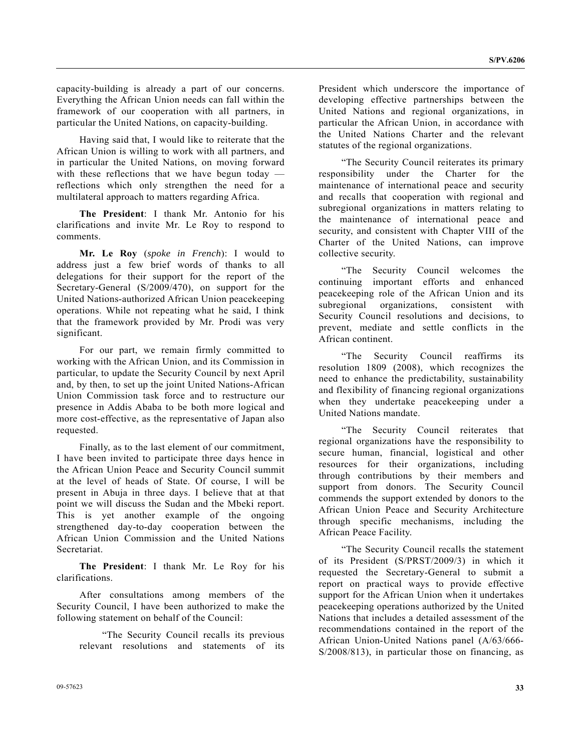capacity-building is already a part of our concerns. Everything the African Union needs can fall within the framework of our cooperation with all partners, in particular the United Nations, on capacity-building.

Having said that, I would like to reiterate that the African Union is willing to work with all partners, and in particular the United Nations, on moving forward with these reflections that we have begun today — reflections which only strengthen the need for a multilateral approach to matters regarding Africa.

**The President**: I thank Mr. Antonio for his clarifications and invite Mr. Le Roy to respond to comments.

**Mr. Le Roy** (*spoke in French*): I would to address just a few brief words of thanks to all delegations for their support for the report of the Secretary-General (S/2009/470), on support for the United Nations-authorized African Union peacekeeping operations. While not repeating what he said, I think that the framework provided by Mr. Prodi was very significant.

For our part, we remain firmly committed to working with the African Union, and its Commission in particular, to update the Security Council by next April and, by then, to set up the joint United Nations-African Union Commission task force and to restructure our presence in Addis Ababa to be both more logical and more cost-effective, as the representative of Japan also requested.

Finally, as to the last element of our commitment, I have been invited to participate three days hence in the African Union Peace and Security Council summit at the level of heads of State. Of course, I will be present in Abuja in three days. I believe that at that point we will discuss the Sudan and the Mbeki report. This is yet another example of the ongoing strengthened day-to-day cooperation between the African Union Commission and the United Nations Secretariat.

**The President**: I thank Mr. Le Roy for his clarifications.

After consultations among members of the Security Council, I have been authorized to make the following statement on behalf of the Council:

> "The Security Council recalls its previous relevant resolutions and statements of its President which underscore the importance of developing effective partnerships between the United Nations and regional organizations, in particular the African Union, in accordance with the United Nations Charter and the relevant statutes of the regional organizations.
>
> "The Security Council reiterates its primary responsibility under the Charter for the maintenance of international peace and security and recalls that cooperation with regional and subregional organizations in matters relating to the maintenance of international peace and security, and consistent with Chapter VIII of the Charter of the United Nations, can improve collective security.
>
> "The Security Council welcomes the continuing important efforts and enhanced peacekeeping role of the African Union and its subregional organizations, consistent with Security Council resolutions and decisions, to prevent, mediate and settle conflicts in the African continent.
>
> "The Security Council reaffirms its resolution 1809 (2008), which recognizes the need to enhance the predictability, sustainability and flexibility of financing regional organizations when they undertake peacekeeping under a United Nations mandate.
>
> "The Security Council reiterates that regional organizations have the responsibility to secure human, financial, logistical and other resources for their organizations, including through contributions by their members and support from donors. The Security Council commends the support extended by donors to the African Union Peace and Security Architecture through specific mechanisms, including the African Peace Facility.
>
> "The Security Council recalls the statement of its President (S/PRST/2009/3) in which it requested the Secretary-General to submit a report on practical ways to provide effective support for the African Union when it undertakes peacekeeping operations authorized by the United Nations that includes a detailed assessment of the recommendations contained in the report of the African Union-United Nations panel (A/63/666-S/2008/813), in particular those on financing, as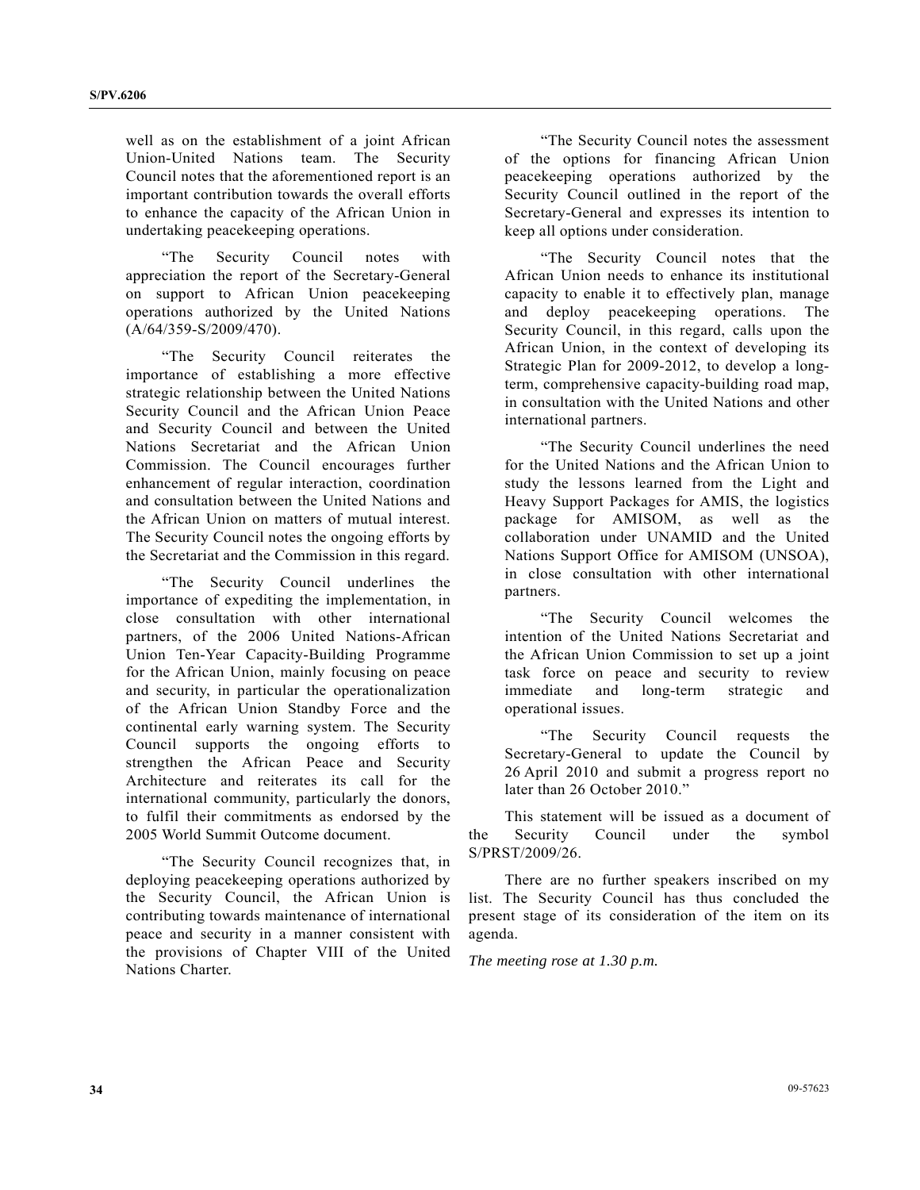well as on the establishment of a joint African Union-United Nations team. The Security Council notes that the aforementioned report is an important contribution towards the overall efforts to enhance the capacity of the African Union in undertaking peacekeeping operations.

"The Security Council notes with appreciation the report of the Secretary-General on support to African Union peacekeeping operations authorized by the United Nations (A/64/359-S/2009/470).

"The Security Council reiterates the importance of establishing a more effective strategic relationship between the United Nations Security Council and the African Union Peace and Security Council and between the United Nations Secretariat and the African Union Commission. The Council encourages further enhancement of regular interaction, coordination and consultation between the United Nations and the African Union on matters of mutual interest. The Security Council notes the ongoing efforts by the Secretariat and the Commission in this regard.

"The Security Council underlines the importance of expediting the implementation, in close consultation with other international partners, of the 2006 United Nations-African Union Ten-Year Capacity-Building Programme for the African Union, mainly focusing on peace and security, in particular the operationalization of the African Union Standby Force and the continental early warning system. The Security Council supports the ongoing efforts to strengthen the African Peace and Security Architecture and reiterates its call for the international community, particularly the donors, to fulfil their commitments as endorsed by the 2005 World Summit Outcome document.

"The Security Council recognizes that, in deploying peacekeeping operations authorized by the Security Council, the African Union is contributing towards maintenance of international peace and security in a manner consistent with the provisions of Chapter VIII of the United Nations Charter.

"The Security Council notes the assessment of the options for financing African Union peacekeeping operations authorized by the Security Council outlined in the report of the Secretary-General and expresses its intention to keep all options under consideration.

"The Security Council notes that the African Union needs to enhance its institutional capacity to enable it to effectively plan, manage and deploy peacekeeping operations. The Security Council, in this regard, calls upon the African Union, in the context of developing its Strategic Plan for 2009-2012, to develop a long-term, comprehensive capacity-building road map, in consultation with the United Nations and other international partners.

"The Security Council underlines the need for the United Nations and the African Union to study the lessons learned from the Light and Heavy Support Packages for AMIS, the logistics package for AMISOM, as well as the collaboration under UNAMID and the United Nations Support Office for AMISOM (UNSOA), in close consultation with other international partners.

"The Security Council welcomes the intention of the United Nations Secretariat and the African Union Commission to set up a joint task force on peace and security to review immediate and long-term strategic and operational issues.

"The Security Council requests the Secretary-General to update the Council by 26 April 2010 and submit a progress report no later than 26 October 2010."

This statement will be issued as a document of the Security Council under the symbol S/PRST/2009/26.

There are no further speakers inscribed on my list. The Security Council has thus concluded the present stage of its consideration of the item on its agenda.

*The meeting rose at 1.30 p.m.*